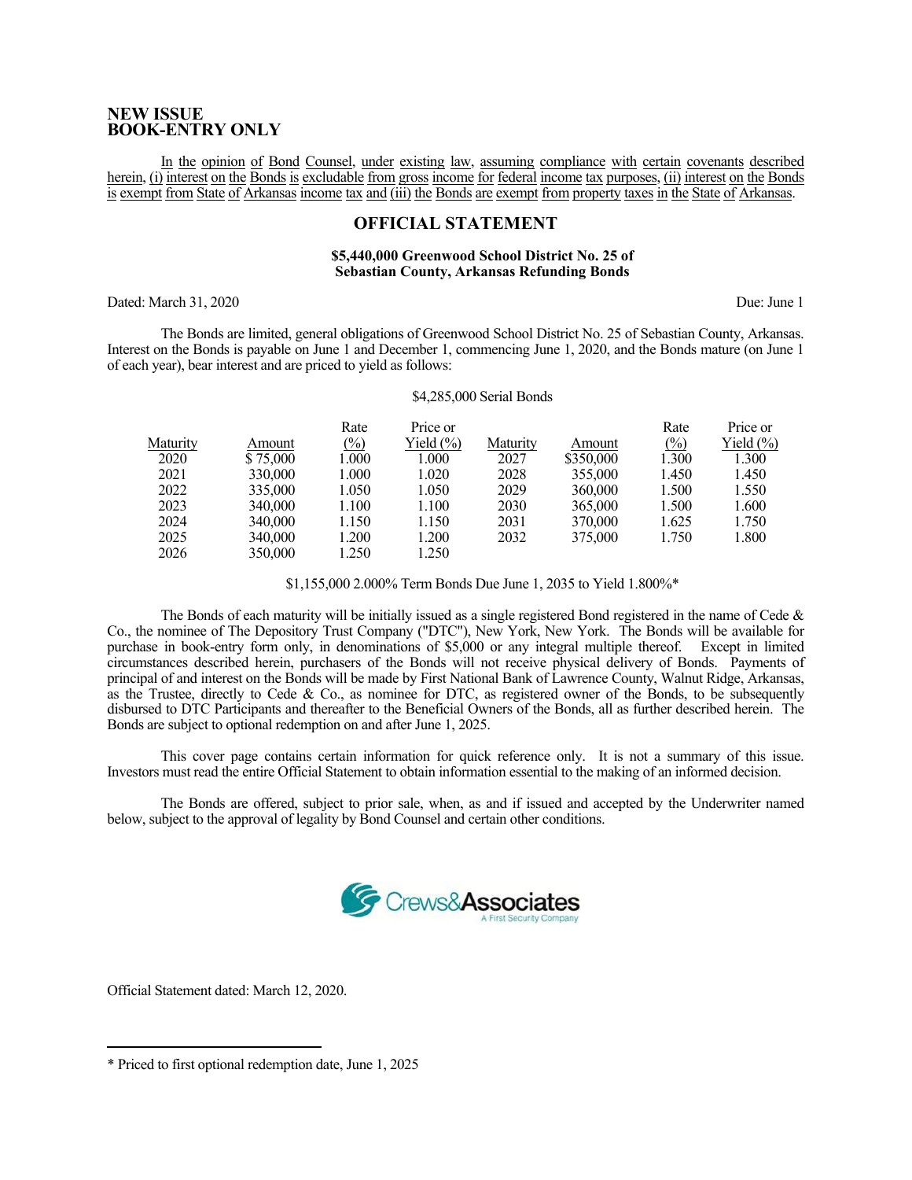**NEW ISSUE**
**BOOK-ENTRY ONLY**

In the opinion of Bond Counsel, under existing law, assuming compliance with certain covenants described herein, (i) interest on the Bonds is excludable from gross income for federal income tax purposes, (ii) interest on the Bonds is exempt from State of Arkansas income tax and (iii) the Bonds are exempt from property taxes in the State of Arkansas.

## OFFICIAL STATEMENT

**$5,440,000 Greenwood School District No. 25 of Sebastian County, Arkansas Refunding Bonds**

Dated: March 31, 2020 Due: June 1

The Bonds are limited, general obligations of Greenwood School District No. 25 of Sebastian County, Arkansas. Interest on the Bonds is payable on June 1 and December 1, commencing June 1, 2020, and the Bonds mature (on June 1 of each year), bear interest and are priced to yield as follows:

$4,285,000 Serial Bonds

| Maturity | Amount | Rate (%) | Price or Yield (%) | Maturity | Amount | Rate (%) | Price or Yield (%) |
|---|---|---|---|---|---|---|---|
| 2020 | $ 75,000 | 1.000 | 1.000 | 2027 | $350,000 | 1.300 | 1.300 |
| 2021 | 330,000 | 1.000 | 1.020 | 2028 | 355,000 | 1.450 | 1.450 |
| 2022 | 335,000 | 1.050 | 1.050 | 2029 | 360,000 | 1.500 | 1.550 |
| 2023 | 340,000 | 1.100 | 1.100 | 2030 | 365,000 | 1.500 | 1.600 |
| 2024 | 340,000 | 1.150 | 1.150 | 2031 | 370,000 | 1.625 | 1.750 |
| 2025 | 340,000 | 1.200 | 1.200 | 2032 | 375,000 | 1.750 | 1.800 |
| 2026 | 350,000 | 1.250 | 1.250 | | | | |

$1,155,000 2.000% Term Bonds Due June 1, 2035 to Yield 1.800%*

The Bonds of each maturity will be initially issued as a single registered Bond registered in the name of Cede & Co., the nominee of The Depository Trust Company ("DTC"), New York, New York. The Bonds will be available for purchase in book-entry form only, in denominations of $5,000 or any integral multiple thereof. Except in limited circumstances described herein, purchasers of the Bonds will not receive physical delivery of Bonds. Payments of principal of and interest on the Bonds will be made by First National Bank of Lawrence County, Walnut Ridge, Arkansas, as the Trustee, directly to Cede & Co., as nominee for DTC, as registered owner of the Bonds, to be subsequently disbursed to DTC Participants and thereafter to the Beneficial Owners of the Bonds, all as further described herein. The Bonds are subject to optional redemption on and after June 1, 2025.

This cover page contains certain information for quick reference only. It is not a summary of this issue. Investors must read the entire Official Statement to obtain information essential to the making of an informed decision.

The Bonds are offered, subject to prior sale, when, as and if issued and accepted by the Underwriter named below, subject to the approval of legality by Bond Counsel and certain other conditions.

Crews&Associates
A First Security Company

Official Statement dated: March 12, 2020.

---

\* Priced to first optional redemption date, June 1, 2025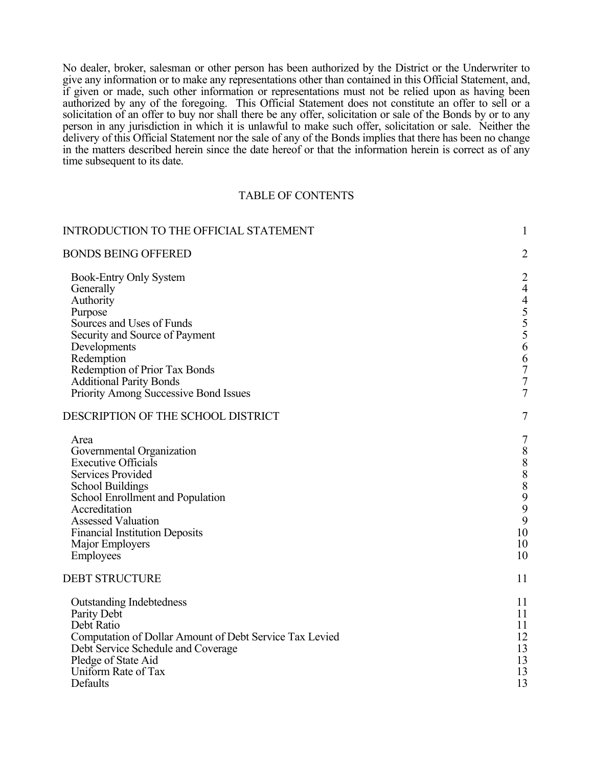No dealer, broker, salesman or other person has been authorized by the District or the Underwriter to give any information or to make any representations other than contained in this Official Statement, and, if given or made, such other information or representations must not be relied upon as having been authorized by any of the foregoing. This Official Statement does not constitute an offer to sell or a solicitation of an offer to buy nor shall there be any offer, solicitation or sale of the Bonds by or to any person in any jurisdiction in which it is unlawful to make such offer, solicitation or sale. Neither the delivery of this Official Statement nor the sale of any of the Bonds implies that there has been no change in the matters described herein since the date hereof or that the information herein is correct as of any time subsequent to its date.

## TABLE OF CONTENTS

| | |
|---|---|
| INTRODUCTION TO THE OFFICIAL STATEMENT | 1 |
| BONDS BEING OFFERED | 2 |
| Book-Entry Only System | 2 |
| Generally | 4 |
| Authority | 4 |
| Purpose | 5 |
| Sources and Uses of Funds | 5 |
| Security and Source of Payment | 5 |
| Developments | 6 |
| Redemption | 6 |
| Redemption of Prior Tax Bonds | 7 |
| Additional Parity Bonds | 7 |
| Priority Among Successive Bond Issues | 7 |
| DESCRIPTION OF THE SCHOOL DISTRICT | 7 |
| Area | 7 |
| Governmental Organization | 8 |
| Executive Officials | 8 |
| Services Provided | 8 |
| School Buildings | 8 |
| School Enrollment and Population | 9 |
| Accreditation | 9 |
| Assessed Valuation | 9 |
| Financial Institution Deposits | 10 |
| Major Employers | 10 |
| Employees | 10 |
| DEBT STRUCTURE | 11 |
| Outstanding Indebtedness | 11 |
| Parity Debt | 11 |
| Debt Ratio | 11 |
| Computation of Dollar Amount of Debt Service Tax Levied | 12 |
| Debt Service Schedule and Coverage | 13 |
| Pledge of State Aid | 13 |
| Uniform Rate of Tax | 13 |
| Defaults | 13 |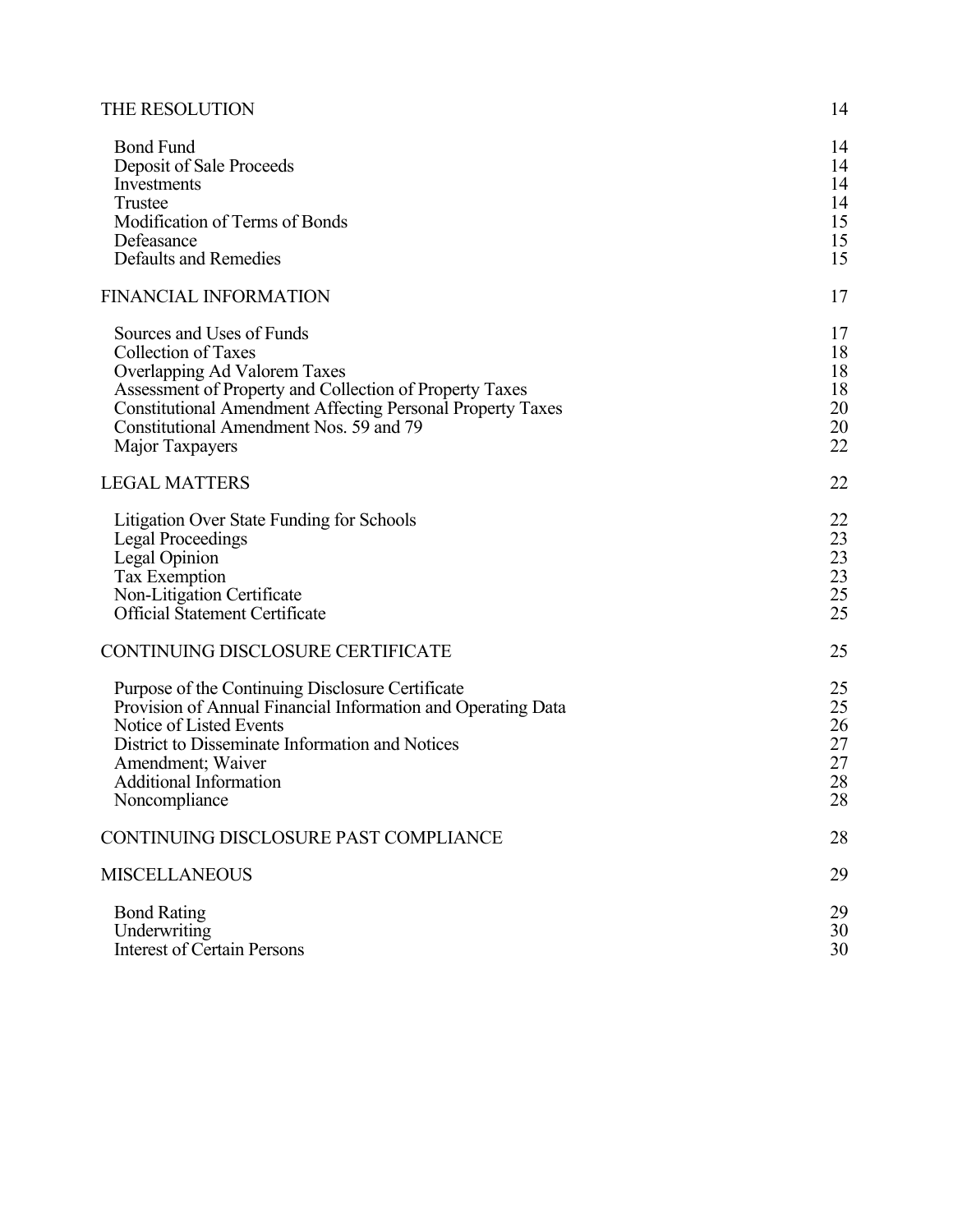| | |
|---|---|
| THE RESOLUTION | 14 |
| Bond Fund | 14 |
| Deposit of Sale Proceeds | 14 |
| Investments | 14 |
| Trustee | 14 |
| Modification of Terms of Bonds | 15 |
| Defeasance | 15 |
| Defaults and Remedies | 15 |
| FINANCIAL INFORMATION | 17 |
| Sources and Uses of Funds | 17 |
| Collection of Taxes | 18 |
| Overlapping Ad Valorem Taxes | 18 |
| Assessment of Property and Collection of Property Taxes | 18 |
| Constitutional Amendment Affecting Personal Property Taxes | 20 |
| Constitutional Amendment Nos. 59 and 79 | 20 |
| Major Taxpayers | 22 |
| LEGAL MATTERS | 22 |
| Litigation Over State Funding for Schools | 22 |
| Legal Proceedings | 23 |
| Legal Opinion | 23 |
| Tax Exemption | 23 |
| Non-Litigation Certificate | 25 |
| Official Statement Certificate | 25 |
| CONTINUING DISCLOSURE CERTIFICATE | 25 |
| Purpose of the Continuing Disclosure Certificate | 25 |
| Provision of Annual Financial Information and Operating Data | 25 |
| Notice of Listed Events | 26 |
| District to Disseminate Information and Notices | 27 |
| Amendment; Waiver | 27 |
| Additional Information | 28 |
| Noncompliance | 28 |
| CONTINUING DISCLOSURE PAST COMPLIANCE | 28 |
| MISCELLANEOUS | 29 |
| Bond Rating | 29 |
| Underwriting | 30 |
| Interest of Certain Persons | 30 |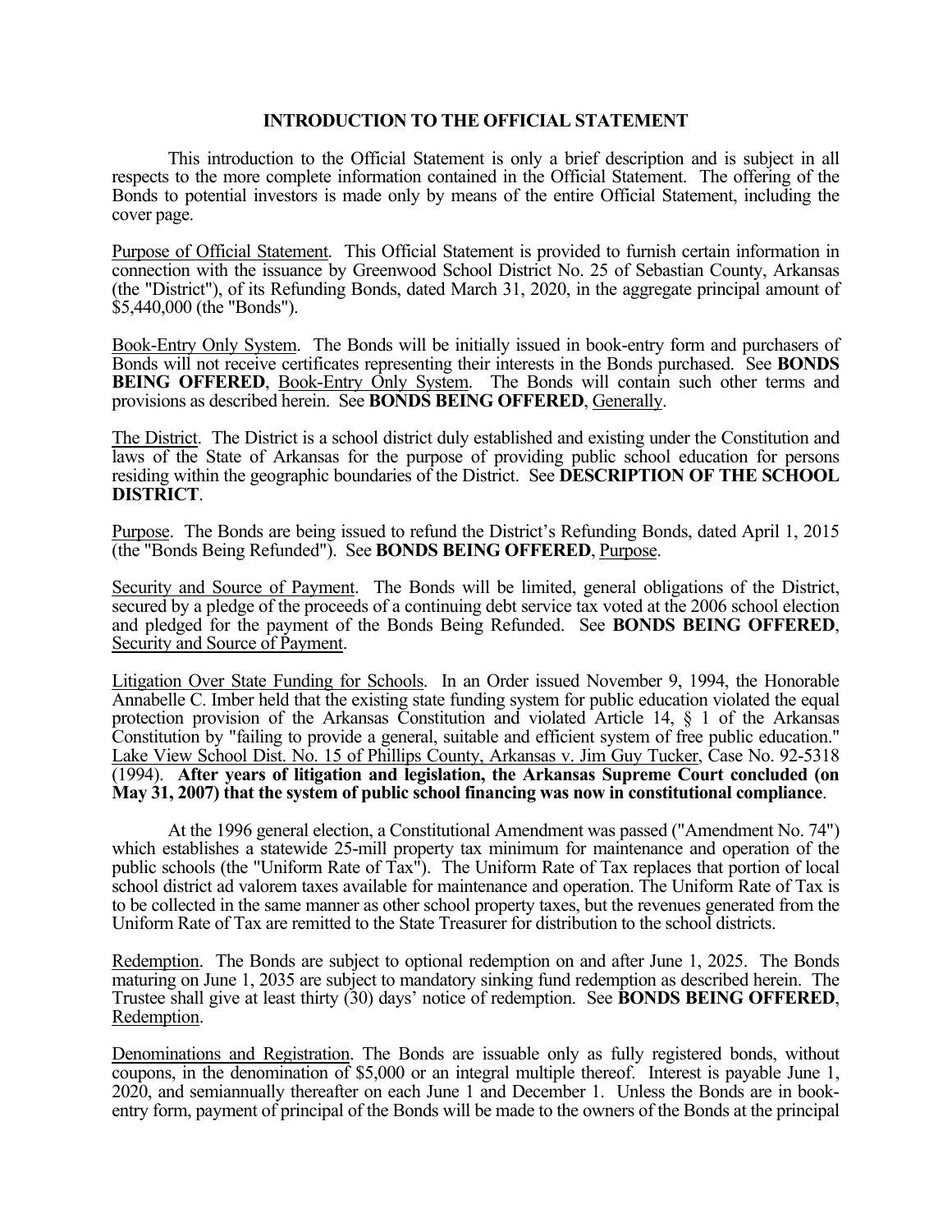## INTRODUCTION TO THE OFFICIAL STATEMENT

This introduction to the Official Statement is only a brief description and is subject in all respects to the more complete information contained in the Official Statement. The offering of the Bonds to potential investors is made only by means of the entire Official Statement, including the cover page.

Purpose of Official Statement. This Official Statement is provided to furnish certain information in connection with the issuance by Greenwood School District No. 25 of Sebastian County, Arkansas (the "District"), of its Refunding Bonds, dated March 31, 2020, in the aggregate principal amount of $5,440,000 (the "Bonds").

Book-Entry Only System. The Bonds will be initially issued in book-entry form and purchasers of Bonds will not receive certificates representing their interests in the Bonds purchased. See **BONDS BEING OFFERED**, Book-Entry Only System. The Bonds will contain such other terms and provisions as described herein. See **BONDS BEING OFFERED**, Generally.

The District. The District is a school district duly established and existing under the Constitution and laws of the State of Arkansas for the purpose of providing public school education for persons residing within the geographic boundaries of the District. See **DESCRIPTION OF THE SCHOOL DISTRICT**.

Purpose. The Bonds are being issued to refund the District's Refunding Bonds, dated April 1, 2015 (the "Bonds Being Refunded"). See **BONDS BEING OFFERED**, Purpose.

Security and Source of Payment. The Bonds will be limited, general obligations of the District, secured by a pledge of the proceeds of a continuing debt service tax voted at the 2006 school election and pledged for the payment of the Bonds Being Refunded. See **BONDS BEING OFFERED**, Security and Source of Payment.

Litigation Over State Funding for Schools. In an Order issued November 9, 1994, the Honorable Annabelle C. Imber held that the existing state funding system for public education violated the equal protection provision of the Arkansas Constitution and violated Article 14, § 1 of the Arkansas Constitution by "failing to provide a general, suitable and efficient system of free public education." Lake View School Dist. No. 15 of Phillips County, Arkansas v. Jim Guy Tucker, Case No. 92-5318 (1994). **After years of litigation and legislation, the Arkansas Supreme Court concluded (on May 31, 2007) that the system of public school financing was now in constitutional compliance**.

At the 1996 general election, a Constitutional Amendment was passed ("Amendment No. 74") which establishes a statewide 25-mill property tax minimum for maintenance and operation of the public schools (the "Uniform Rate of Tax"). The Uniform Rate of Tax replaces that portion of local school district ad valorem taxes available for maintenance and operation. The Uniform Rate of Tax is to be collected in the same manner as other school property taxes, but the revenues generated from the Uniform Rate of Tax are remitted to the State Treasurer for distribution to the school districts.

Redemption. The Bonds are subject to optional redemption on and after June 1, 2025. The Bonds maturing on June 1, 2035 are subject to mandatory sinking fund redemption as described herein. The Trustee shall give at least thirty (30) days' notice of redemption. See **BONDS BEING OFFERED**, Redemption.

Denominations and Registration. The Bonds are issuable only as fully registered bonds, without coupons, in the denomination of $5,000 or an integral multiple thereof. Interest is payable June 1, 2020, and semiannually thereafter on each June 1 and December 1. Unless the Bonds are in book-entry form, payment of principal of the Bonds will be made to the owners of the Bonds at the principal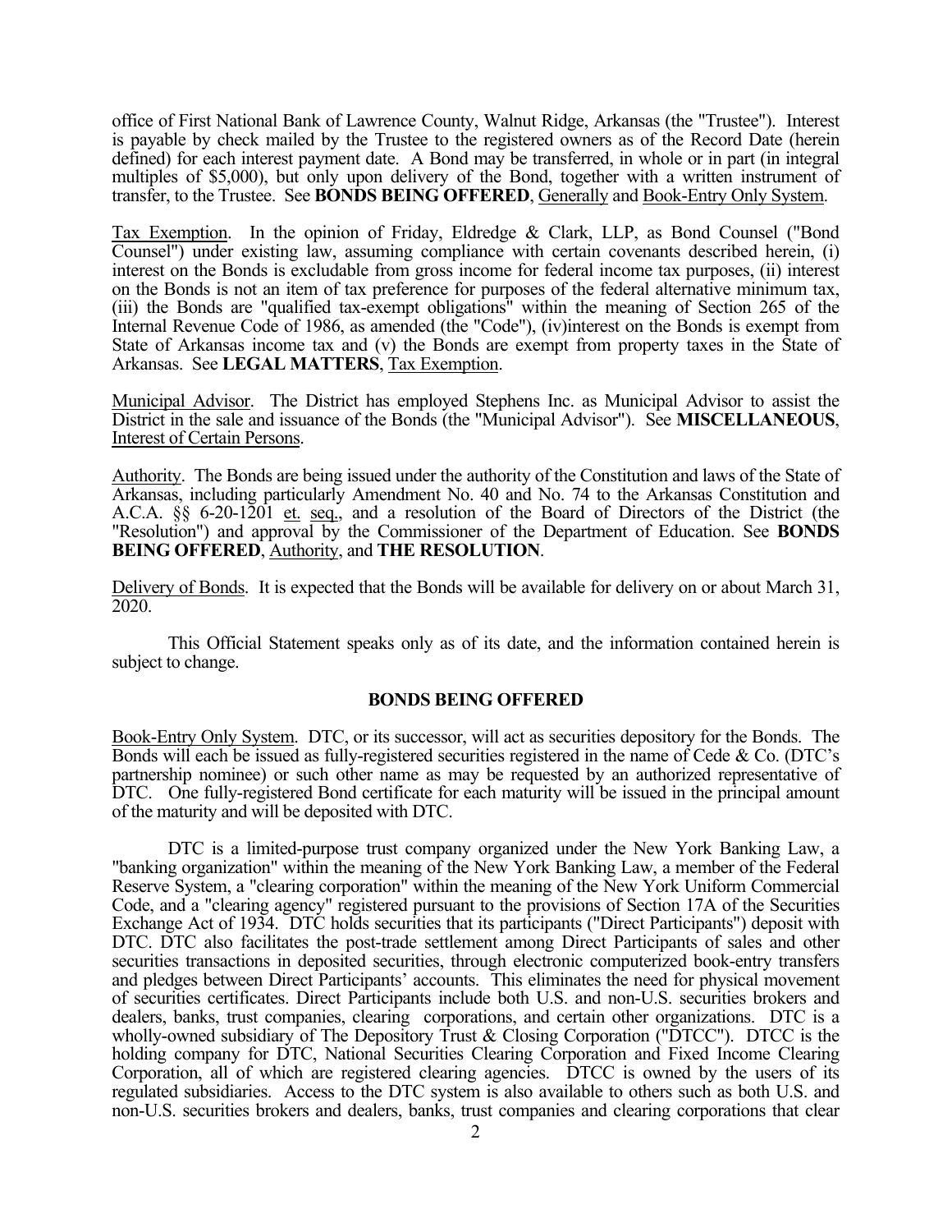office of First National Bank of Lawrence County, Walnut Ridge, Arkansas (the "Trustee"). Interest is payable by check mailed by the Trustee to the registered owners as of the Record Date (herein defined) for each interest payment date. A Bond may be transferred, in whole or in part (in integral multiples of $5,000), but only upon delivery of the Bond, together with a written instrument of transfer, to the Trustee. See **BONDS BEING OFFERED**, Generally and Book-Entry Only System.

Tax Exemption. In the opinion of Friday, Eldredge & Clark, LLP, as Bond Counsel ("Bond Counsel") under existing law, assuming compliance with certain covenants described herein, (i) interest on the Bonds is excludable from gross income for federal income tax purposes, (ii) interest on the Bonds is not an item of tax preference for purposes of the federal alternative minimum tax, (iii) the Bonds are "qualified tax-exempt obligations" within the meaning of Section 265 of the Internal Revenue Code of 1986, as amended (the "Code"), (iv)interest on the Bonds is exempt from State of Arkansas income tax and (v) the Bonds are exempt from property taxes in the State of Arkansas. See **LEGAL MATTERS**, Tax Exemption.

Municipal Advisor. The District has employed Stephens Inc. as Municipal Advisor to assist the District in the sale and issuance of the Bonds (the "Municipal Advisor"). See **MISCELLANEOUS**, Interest of Certain Persons.

Authority. The Bonds are being issued under the authority of the Constitution and laws of the State of Arkansas, including particularly Amendment No. 40 and No. 74 to the Arkansas Constitution and A.C.A. §§ 6-20-1201 et. seq., and a resolution of the Board of Directors of the District (the "Resolution") and approval by the Commissioner of the Department of Education. See **BONDS BEING OFFERED**, Authority, and **THE RESOLUTION**.

Delivery of Bonds. It is expected that the Bonds will be available for delivery on or about March 31, 2020.

This Official Statement speaks only as of its date, and the information contained herein is subject to change.

## BONDS BEING OFFERED

Book-Entry Only System. DTC, or its successor, will act as securities depository for the Bonds. The Bonds will each be issued as fully-registered securities registered in the name of Cede & Co. (DTC's partnership nominee) or such other name as may be requested by an authorized representative of DTC. One fully-registered Bond certificate for each maturity will be issued in the principal amount of the maturity and will be deposited with DTC.

DTC is a limited-purpose trust company organized under the New York Banking Law, a "banking organization" within the meaning of the New York Banking Law, a member of the Federal Reserve System, a "clearing corporation" within the meaning of the New York Uniform Commercial Code, and a "clearing agency" registered pursuant to the provisions of Section 17A of the Securities Exchange Act of 1934. DTC holds securities that its participants ("Direct Participants") deposit with DTC. DTC also facilitates the post-trade settlement among Direct Participants of sales and other securities transactions in deposited securities, through electronic computerized book-entry transfers and pledges between Direct Participants' accounts. This eliminates the need for physical movement of securities certificates. Direct Participants include both U.S. and non-U.S. securities brokers and dealers, banks, trust companies, clearing corporations, and certain other organizations. DTC is a wholly-owned subsidiary of The Depository Trust & Closing Corporation ("DTCC"). DTCC is the holding company for DTC, National Securities Clearing Corporation and Fixed Income Clearing Corporation, all of which are registered clearing agencies. DTCC is owned by the users of its regulated subsidiaries. Access to the DTC system is also available to others such as both U.S. and non-U.S. securities brokers and dealers, banks, trust companies and clearing corporations that clear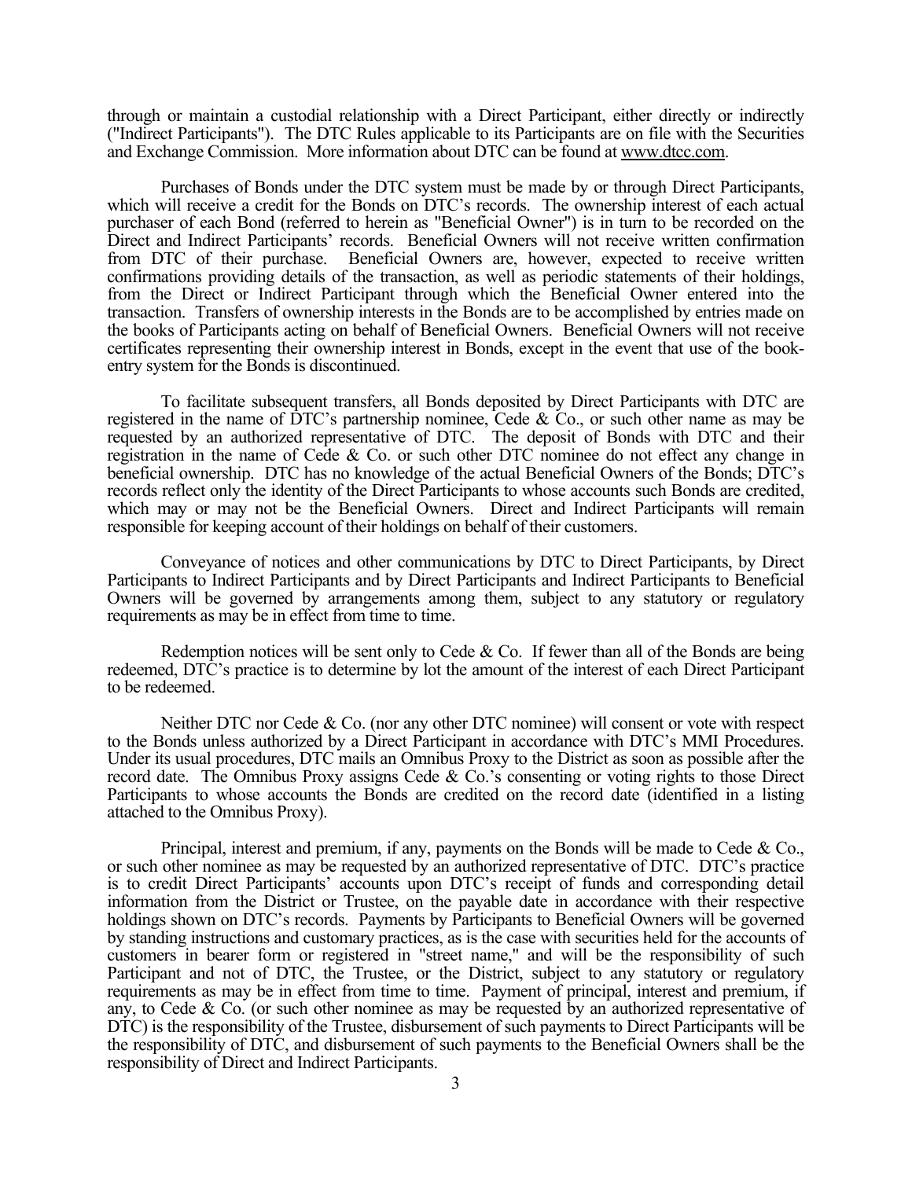through or maintain a custodial relationship with a Direct Participant, either directly or indirectly ("Indirect Participants"). The DTC Rules applicable to its Participants are on file with the Securities and Exchange Commission. More information about DTC can be found at www.dtcc.com.

Purchases of Bonds under the DTC system must be made by or through Direct Participants, which will receive a credit for the Bonds on DTC's records. The ownership interest of each actual purchaser of each Bond (referred to herein as "Beneficial Owner") is in turn to be recorded on the Direct and Indirect Participants' records. Beneficial Owners will not receive written confirmation from DTC of their purchase. Beneficial Owners are, however, expected to receive written confirmations providing details of the transaction, as well as periodic statements of their holdings, from the Direct or Indirect Participant through which the Beneficial Owner entered into the transaction. Transfers of ownership interests in the Bonds are to be accomplished by entries made on the books of Participants acting on behalf of Beneficial Owners. Beneficial Owners will not receive certificates representing their ownership interest in Bonds, except in the event that use of the book-entry system for the Bonds is discontinued.

To facilitate subsequent transfers, all Bonds deposited by Direct Participants with DTC are registered in the name of DTC's partnership nominee, Cede & Co., or such other name as may be requested by an authorized representative of DTC. The deposit of Bonds with DTC and their registration in the name of Cede & Co. or such other DTC nominee do not effect any change in beneficial ownership. DTC has no knowledge of the actual Beneficial Owners of the Bonds; DTC's records reflect only the identity of the Direct Participants to whose accounts such Bonds are credited, which may or may not be the Beneficial Owners. Direct and Indirect Participants will remain responsible for keeping account of their holdings on behalf of their customers.

Conveyance of notices and other communications by DTC to Direct Participants, by Direct Participants to Indirect Participants and by Direct Participants and Indirect Participants to Beneficial Owners will be governed by arrangements among them, subject to any statutory or regulatory requirements as may be in effect from time to time.

Redemption notices will be sent only to Cede & Co. If fewer than all of the Bonds are being redeemed, DTC's practice is to determine by lot the amount of the interest of each Direct Participant to be redeemed.

Neither DTC nor Cede & Co. (nor any other DTC nominee) will consent or vote with respect to the Bonds unless authorized by a Direct Participant in accordance with DTC's MMI Procedures. Under its usual procedures, DTC mails an Omnibus Proxy to the District as soon as possible after the record date. The Omnibus Proxy assigns Cede & Co.'s consenting or voting rights to those Direct Participants to whose accounts the Bonds are credited on the record date (identified in a listing attached to the Omnibus Proxy).

Principal, interest and premium, if any, payments on the Bonds will be made to Cede & Co., or such other nominee as may be requested by an authorized representative of DTC. DTC's practice is to credit Direct Participants' accounts upon DTC's receipt of funds and corresponding detail information from the District or Trustee, on the payable date in accordance with their respective holdings shown on DTC's records. Payments by Participants to Beneficial Owners will be governed by standing instructions and customary practices, as is the case with securities held for the accounts of customers in bearer form or registered in "street name," and will be the responsibility of such Participant and not of DTC, the Trustee, or the District, subject to any statutory or regulatory requirements as may be in effect from time to time. Payment of principal, interest and premium, if any, to Cede & Co. (or such other nominee as may be requested by an authorized representative of DTC) is the responsibility of the Trustee, disbursement of such payments to Direct Participants will be the responsibility of DTC, and disbursement of such payments to the Beneficial Owners shall be the responsibility of Direct and Indirect Participants.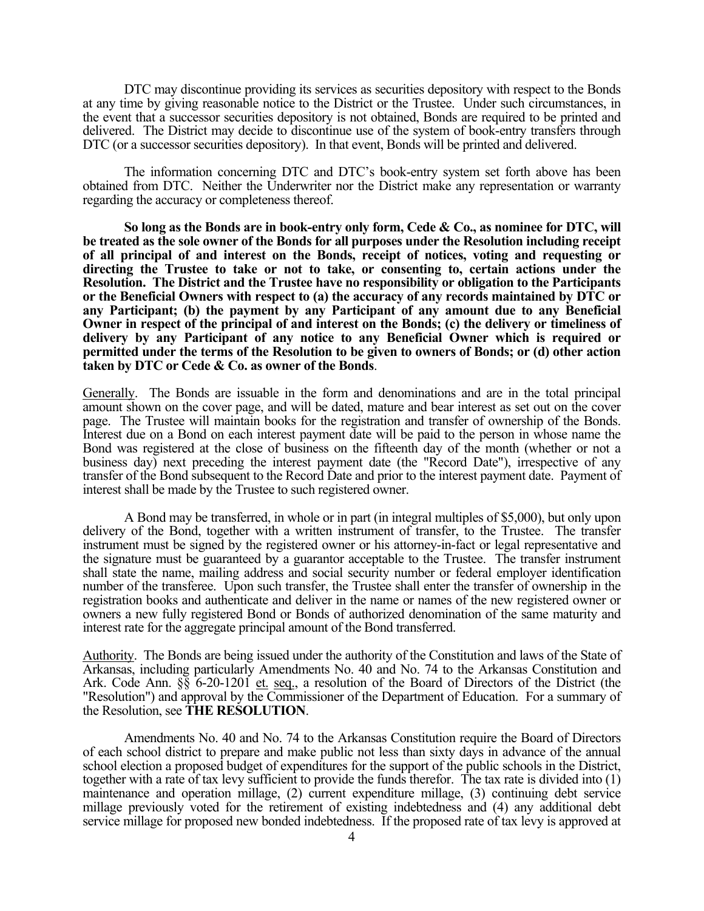DTC may discontinue providing its services as securities depository with respect to the Bonds at any time by giving reasonable notice to the District or the Trustee. Under such circumstances, in the event that a successor securities depository is not obtained, Bonds are required to be printed and delivered. The District may decide to discontinue use of the system of book-entry transfers through DTC (or a successor securities depository). In that event, Bonds will be printed and delivered.

The information concerning DTC and DTC's book-entry system set forth above has been obtained from DTC. Neither the Underwriter nor the District make any representation or warranty regarding the accuracy or completeness thereof.

**So long as the Bonds are in book-entry only form, Cede & Co., as nominee for DTC, will be treated as the sole owner of the Bonds for all purposes under the Resolution including receipt of all principal of and interest on the Bonds, receipt of notices, voting and requesting or directing the Trustee to take or not to take, or consenting to, certain actions under the Resolution. The District and the Trustee have no responsibility or obligation to the Participants or the Beneficial Owners with respect to (a) the accuracy of any records maintained by DTC or any Participant; (b) the payment by any Participant of any amount due to any Beneficial Owner in respect of the principal of and interest on the Bonds; (c) the delivery or timeliness of delivery by any Participant of any notice to any Beneficial Owner which is required or permitted under the terms of the Resolution to be given to owners of Bonds; or (d) other action taken by DTC or Cede & Co. as owner of the Bonds**.

Generally. The Bonds are issuable in the form and denominations and are in the total principal amount shown on the cover page, and will be dated, mature and bear interest as set out on the cover page. The Trustee will maintain books for the registration and transfer of ownership of the Bonds. Interest due on a Bond on each interest payment date will be paid to the person in whose name the Bond was registered at the close of business on the fifteenth day of the month (whether or not a business day) next preceding the interest payment date (the "Record Date"), irrespective of any transfer of the Bond subsequent to the Record Date and prior to the interest payment date. Payment of interest shall be made by the Trustee to such registered owner.

A Bond may be transferred, in whole or in part (in integral multiples of $5,000), but only upon delivery of the Bond, together with a written instrument of transfer, to the Trustee. The transfer instrument must be signed by the registered owner or his attorney-in-fact or legal representative and the signature must be guaranteed by a guarantor acceptable to the Trustee. The transfer instrument shall state the name, mailing address and social security number or federal employer identification number of the transferee. Upon such transfer, the Trustee shall enter the transfer of ownership in the registration books and authenticate and deliver in the name or names of the new registered owner or owners a new fully registered Bond or Bonds of authorized denomination of the same maturity and interest rate for the aggregate principal amount of the Bond transferred.

Authority. The Bonds are being issued under the authority of the Constitution and laws of the State of Arkansas, including particularly Amendments No. 40 and No. 74 to the Arkansas Constitution and Ark. Code Ann. §§ 6-20-1201 et. seq., a resolution of the Board of Directors of the District (the "Resolution") and approval by the Commissioner of the Department of Education. For a summary of the Resolution, see **THE RESOLUTION**.

Amendments No. 40 and No. 74 to the Arkansas Constitution require the Board of Directors of each school district to prepare and make public not less than sixty days in advance of the annual school election a proposed budget of expenditures for the support of the public schools in the District, together with a rate of tax levy sufficient to provide the funds therefor. The tax rate is divided into (1) maintenance and operation millage, (2) current expenditure millage, (3) continuing debt service millage previously voted for the retirement of existing indebtedness and (4) any additional debt service millage for proposed new bonded indebtedness. If the proposed rate of tax levy is approved at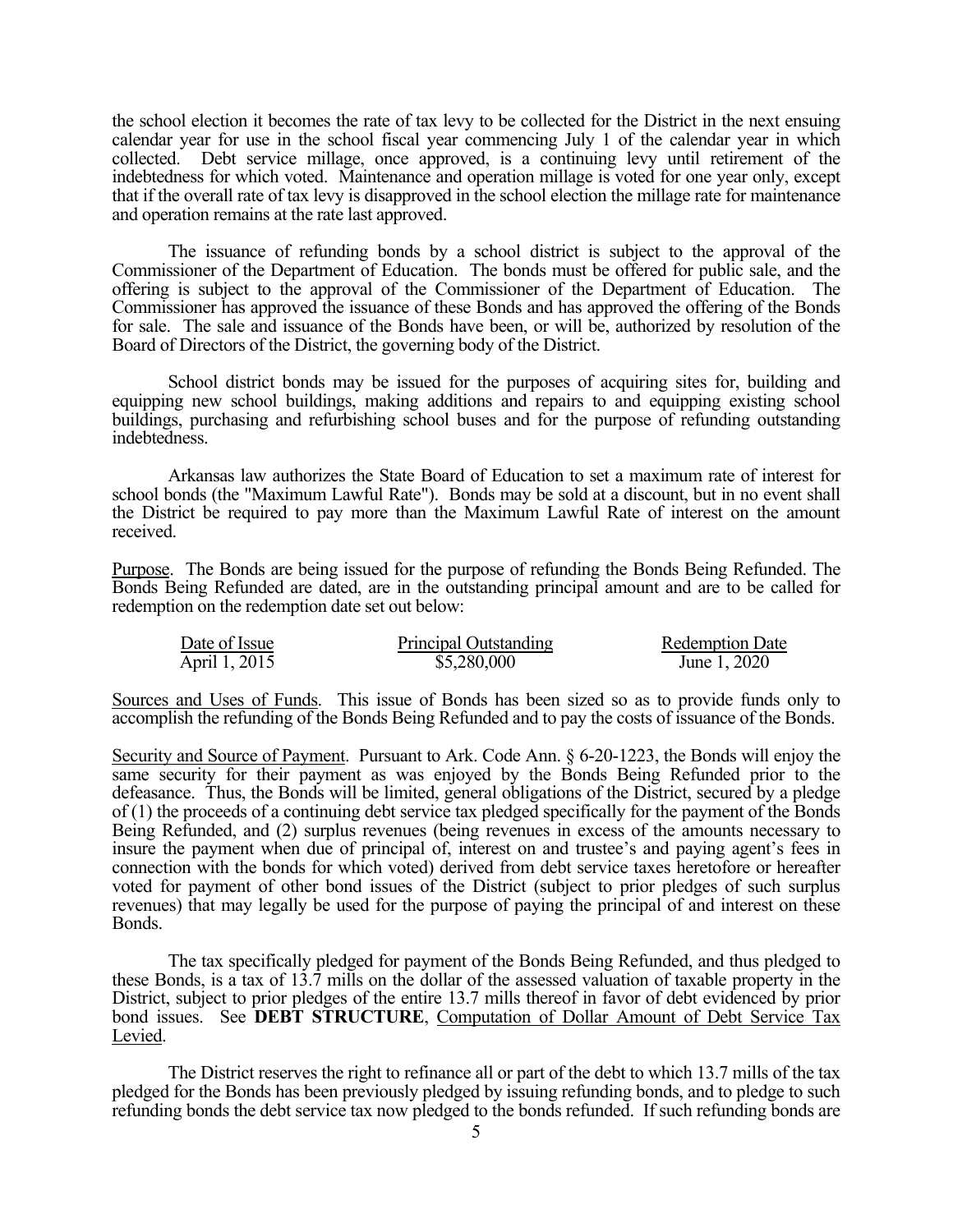the school election it becomes the rate of tax levy to be collected for the District in the next ensuing calendar year for use in the school fiscal year commencing July 1 of the calendar year in which collected. Debt service millage, once approved, is a continuing levy until retirement of the indebtedness for which voted. Maintenance and operation millage is voted for one year only, except that if the overall rate of tax levy is disapproved in the school election the millage rate for maintenance and operation remains at the rate last approved.

The issuance of refunding bonds by a school district is subject to the approval of the Commissioner of the Department of Education. The bonds must be offered for public sale, and the offering is subject to the approval of the Commissioner of the Department of Education. The Commissioner has approved the issuance of these Bonds and has approved the offering of the Bonds for sale. The sale and issuance of the Bonds have been, or will be, authorized by resolution of the Board of Directors of the District, the governing body of the District.

School district bonds may be issued for the purposes of acquiring sites for, building and equipping new school buildings, making additions and repairs to and equipping existing school buildings, purchasing and refurbishing school buses and for the purpose of refunding outstanding indebtedness.

Arkansas law authorizes the State Board of Education to set a maximum rate of interest for school bonds (the "Maximum Lawful Rate"). Bonds may be sold at a discount, but in no event shall the District be required to pay more than the Maximum Lawful Rate of interest on the amount received.

Purpose. The Bonds are being issued for the purpose of refunding the Bonds Being Refunded. The Bonds Being Refunded are dated, are in the outstanding principal amount and are to be called for redemption on the redemption date set out below:

| Date of Issue | Principal Outstanding | Redemption Date |
|---|---|---|
| April 1, 2015 | $5,280,000 | June 1, 2020 |

Sources and Uses of Funds. This issue of Bonds has been sized so as to provide funds only to accomplish the refunding of the Bonds Being Refunded and to pay the costs of issuance of the Bonds.

Security and Source of Payment. Pursuant to Ark. Code Ann. § 6-20-1223, the Bonds will enjoy the same security for their payment as was enjoyed by the Bonds Being Refunded prior to the defeasance. Thus, the Bonds will be limited, general obligations of the District, secured by a pledge of (1) the proceeds of a continuing debt service tax pledged specifically for the payment of the Bonds Being Refunded, and (2) surplus revenues (being revenues in excess of the amounts necessary to insure the payment when due of principal of, interest on and trustee's and paying agent's fees in connection with the bonds for which voted) derived from debt service taxes heretofore or hereafter voted for payment of other bond issues of the District (subject to prior pledges of such surplus revenues) that may legally be used for the purpose of paying the principal of and interest on these Bonds.

The tax specifically pledged for payment of the Bonds Being Refunded, and thus pledged to these Bonds, is a tax of 13.7 mills on the dollar of the assessed valuation of taxable property in the District, subject to prior pledges of the entire 13.7 mills thereof in favor of debt evidenced by prior bond issues. See **DEBT STRUCTURE**, Computation of Dollar Amount of Debt Service Tax Levied.

The District reserves the right to refinance all or part of the debt to which 13.7 mills of the tax pledged for the Bonds has been previously pledged by issuing refunding bonds, and to pledge to such refunding bonds the debt service tax now pledged to the bonds refunded. If such refunding bonds are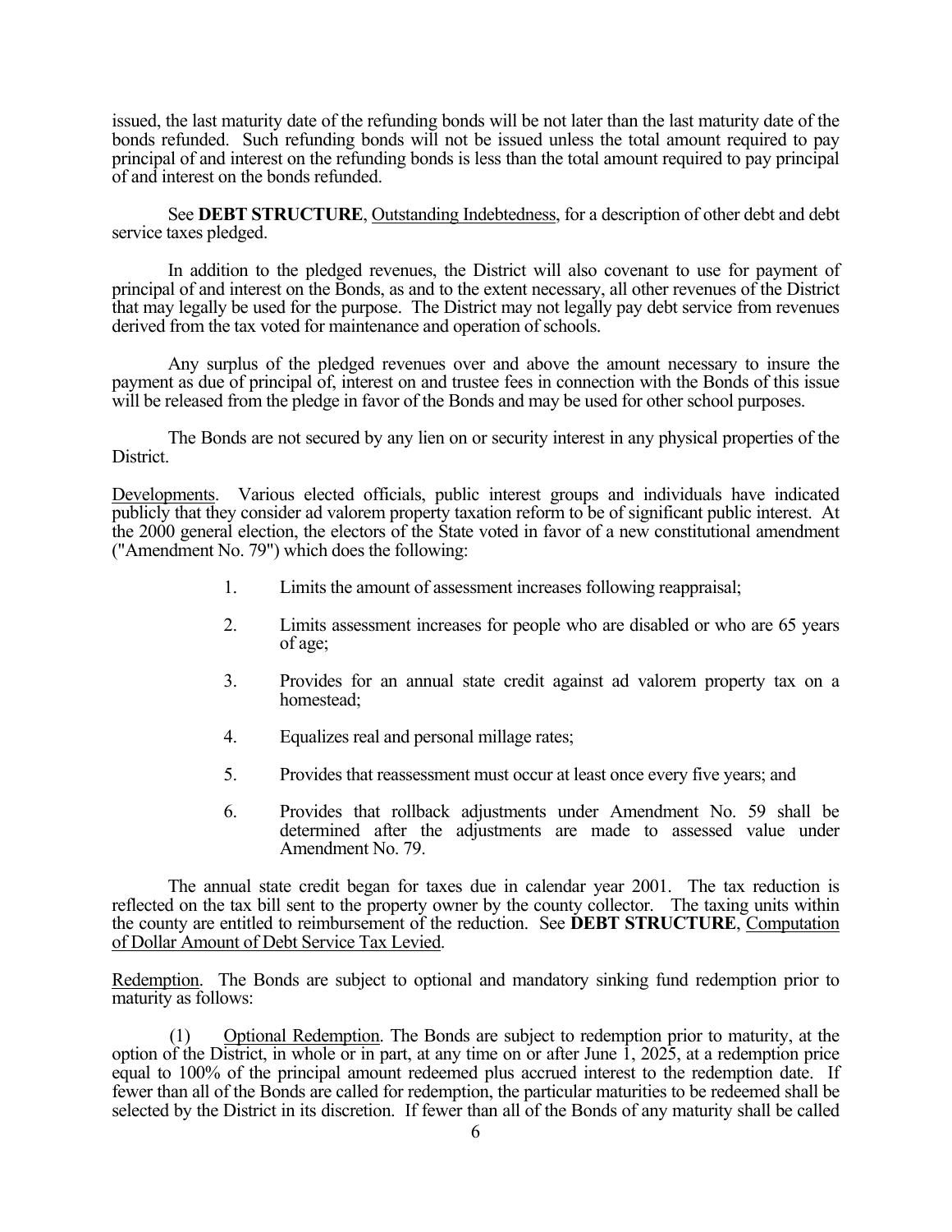issued, the last maturity date of the refunding bonds will be not later than the last maturity date of the bonds refunded. Such refunding bonds will not be issued unless the total amount required to pay principal of and interest on the refunding bonds is less than the total amount required to pay principal of and interest on the bonds refunded.

See **DEBT STRUCTURE**, Outstanding Indebtedness, for a description of other debt and debt service taxes pledged.

In addition to the pledged revenues, the District will also covenant to use for payment of principal of and interest on the Bonds, as and to the extent necessary, all other revenues of the District that may legally be used for the purpose. The District may not legally pay debt service from revenues derived from the tax voted for maintenance and operation of schools.

Any surplus of the pledged revenues over and above the amount necessary to insure the payment as due of principal of, interest on and trustee fees in connection with the Bonds of this issue will be released from the pledge in favor of the Bonds and may be used for other school purposes.

The Bonds are not secured by any lien on or security interest in any physical properties of the District.

Developments. Various elected officials, public interest groups and individuals have indicated publicly that they consider ad valorem property taxation reform to be of significant public interest. At the 2000 general election, the electors of the State voted in favor of a new constitutional amendment ("Amendment No. 79") which does the following:

1. Limits the amount of assessment increases following reappraisal;
2. Limits assessment increases for people who are disabled or who are 65 years of age;
3. Provides for an annual state credit against ad valorem property tax on a homestead;
4. Equalizes real and personal millage rates;
5. Provides that reassessment must occur at least once every five years; and
6. Provides that rollback adjustments under Amendment No. 59 shall be determined after the adjustments are made to assessed value under Amendment No. 79.

The annual state credit began for taxes due in calendar year 2001. The tax reduction is reflected on the tax bill sent to the property owner by the county collector. The taxing units within the county are entitled to reimbursement of the reduction. See **DEBT STRUCTURE**, Computation of Dollar Amount of Debt Service Tax Levied.

Redemption. The Bonds are subject to optional and mandatory sinking fund redemption prior to maturity as follows:

(1) Optional Redemption. The Bonds are subject to redemption prior to maturity, at the option of the District, in whole or in part, at any time on or after June 1, 2025, at a redemption price equal to 100% of the principal amount redeemed plus accrued interest to the redemption date. If fewer than all of the Bonds are called for redemption, the particular maturities to be redeemed shall be selected by the District in its discretion. If fewer than all of the Bonds of any maturity shall be called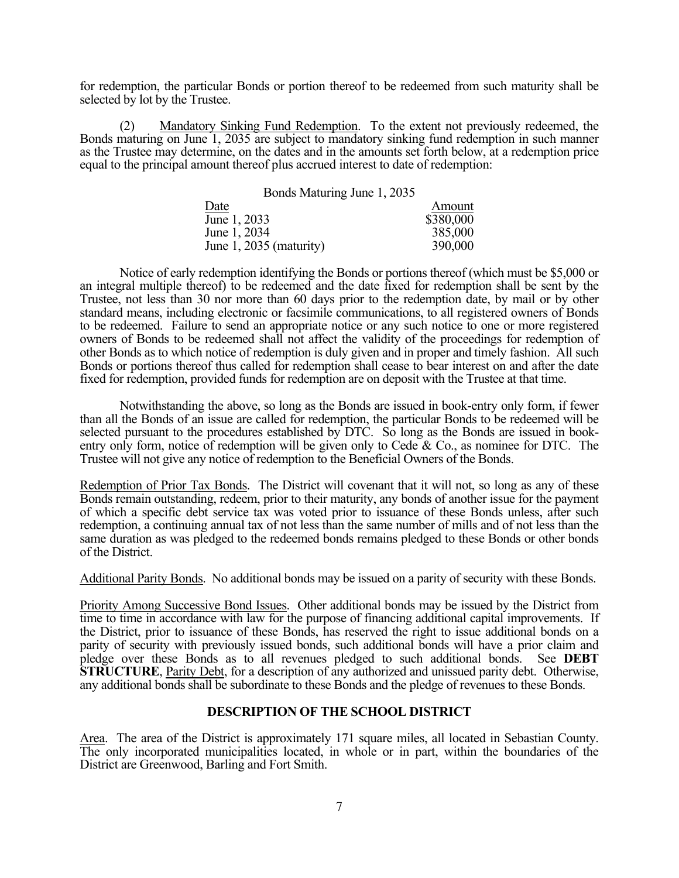for redemption, the particular Bonds or portion thereof to be redeemed from such maturity shall be selected by lot by the Trustee.

(2) Mandatory Sinking Fund Redemption. To the extent not previously redeemed, the Bonds maturing on June 1, 2035 are subject to mandatory sinking fund redemption in such manner as the Trustee may determine, on the dates and in the amounts set forth below, at a redemption price equal to the principal amount thereof plus accrued interest to date of redemption:

Bonds Maturing June 1, 2035

| Date | Amount |
|---|---|
| June 1, 2033 | $380,000 |
| June 1, 2034 | 385,000 |
| June 1, 2035 (maturity) | 390,000 |

Notice of early redemption identifying the Bonds or portions thereof (which must be $5,000 or an integral multiple thereof) to be redeemed and the date fixed for redemption shall be sent by the Trustee, not less than 30 nor more than 60 days prior to the redemption date, by mail or by other standard means, including electronic or facsimile communications, to all registered owners of Bonds to be redeemed. Failure to send an appropriate notice or any such notice to one or more registered owners of Bonds to be redeemed shall not affect the validity of the proceedings for redemption of other Bonds as to which notice of redemption is duly given and in proper and timely fashion. All such Bonds or portions thereof thus called for redemption shall cease to bear interest on and after the date fixed for redemption, provided funds for redemption are on deposit with the Trustee at that time.

Notwithstanding the above, so long as the Bonds are issued in book-entry only form, if fewer than all the Bonds of an issue are called for redemption, the particular Bonds to be redeemed will be selected pursuant to the procedures established by DTC. So long as the Bonds are issued in book-entry only form, notice of redemption will be given only to Cede & Co., as nominee for DTC. The Trustee will not give any notice of redemption to the Beneficial Owners of the Bonds.

Redemption of Prior Tax Bonds. The District will covenant that it will not, so long as any of these Bonds remain outstanding, redeem, prior to their maturity, any bonds of another issue for the payment of which a specific debt service tax was voted prior to issuance of these Bonds unless, after such redemption, a continuing annual tax of not less than the same number of mills and of not less than the same duration as was pledged to the redeemed bonds remains pledged to these Bonds or other bonds of the District.

Additional Parity Bonds. No additional bonds may be issued on a parity of security with these Bonds.

Priority Among Successive Bond Issues. Other additional bonds may be issued by the District from time to time in accordance with law for the purpose of financing additional capital improvements. If the District, prior to issuance of these Bonds, has reserved the right to issue additional bonds on a parity of security with previously issued bonds, such additional bonds will have a prior claim and pledge over these Bonds as to all revenues pledged to such additional bonds. See **DEBT STRUCTURE**, Parity Debt, for a description of any authorized and unissued parity debt. Otherwise, any additional bonds shall be subordinate to these Bonds and the pledge of revenues to these Bonds.

## DESCRIPTION OF THE SCHOOL DISTRICT

Area. The area of the District is approximately 171 square miles, all located in Sebastian County. The only incorporated municipalities located, in whole or in part, within the boundaries of the District are Greenwood, Barling and Fort Smith.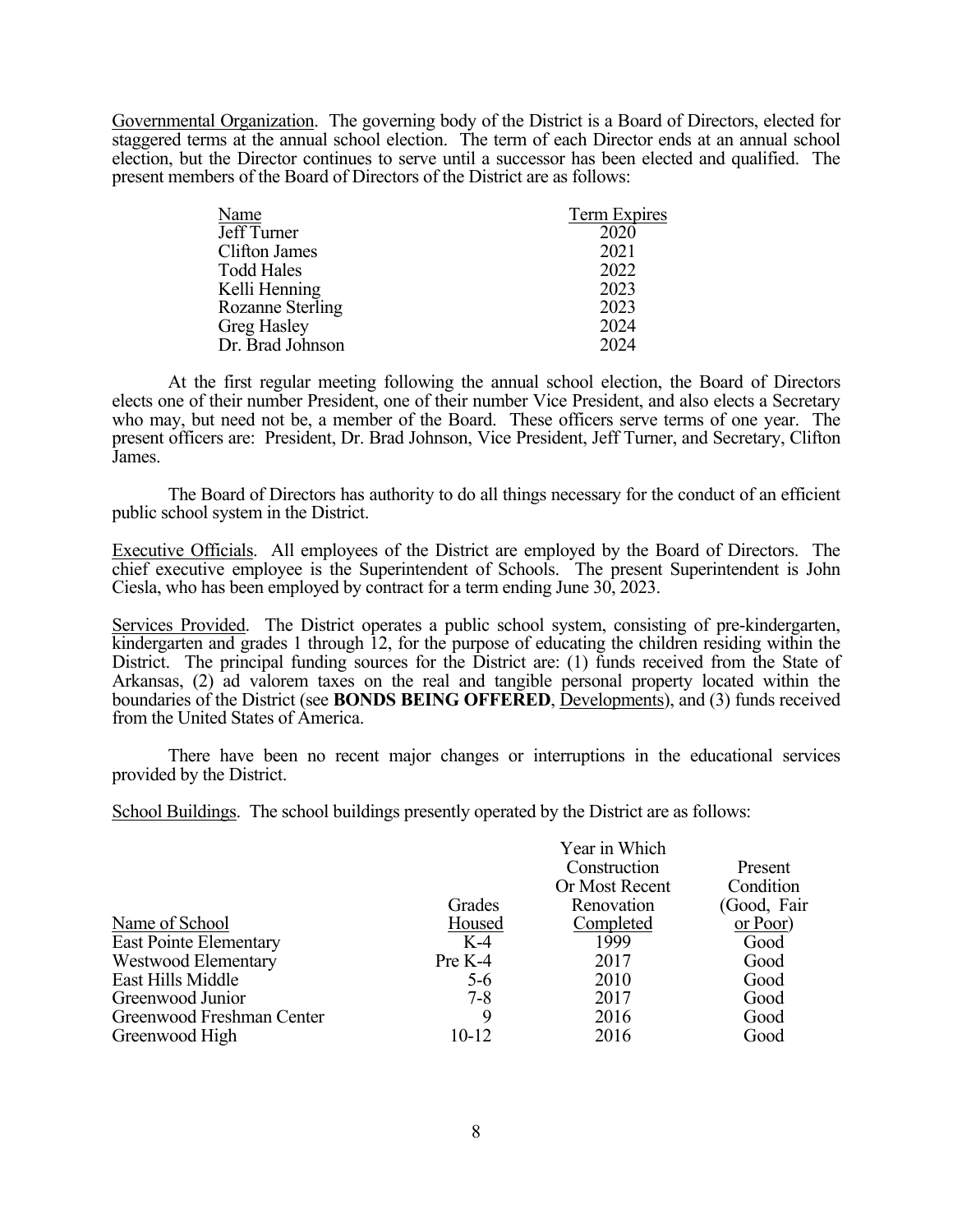Governmental Organization. The governing body of the District is a Board of Directors, elected for staggered terms at the annual school election. The term of each Director ends at an annual school election, but the Director continues to serve until a successor has been elected and qualified. The present members of the Board of Directors of the District are as follows:

| Name | Term Expires |
|---|---|
| Jeff Turner | 2020 |
| Clifton James | 2021 |
| Todd Hales | 2022 |
| Kelli Henning | 2023 |
| Rozanne Sterling | 2023 |
| Greg Hasley | 2024 |
| Dr. Brad Johnson | 2024 |

At the first regular meeting following the annual school election, the Board of Directors elects one of their number President, one of their number Vice President, and also elects a Secretary who may, but need not be, a member of the Board. These officers serve terms of one year. The present officers are: President, Dr. Brad Johnson, Vice President, Jeff Turner, and Secretary, Clifton James.

The Board of Directors has authority to do all things necessary for the conduct of an efficient public school system in the District.

Executive Officials. All employees of the District are employed by the Board of Directors. The chief executive employee is the Superintendent of Schools. The present Superintendent is John Ciesla, who has been employed by contract for a term ending June 30, 2023.

Services Provided. The District operates a public school system, consisting of pre-kindergarten, kindergarten and grades 1 through 12, for the purpose of educating the children residing within the District. The principal funding sources for the District are: (1) funds received from the State of Arkansas, (2) ad valorem taxes on the real and tangible personal property located within the boundaries of the District (see **BONDS BEING OFFERED**, Developments), and (3) funds received from the United States of America.

There have been no recent major changes or interruptions in the educational services provided by the District.

School Buildings. The school buildings presently operated by the District are as follows:

| Name of School | Grades Housed | Year in Which Construction Or Most Recent Renovation Completed | Present Condition (Good, Fair or Poor) |
|---|---|---|---|
| East Pointe Elementary | K-4 | 1999 | Good |
| Westwood Elementary | Pre K-4 | 2017 | Good |
| East Hills Middle | 5-6 | 2010 | Good |
| Greenwood Junior | 7-8 | 2017 | Good |
| Greenwood Freshman Center | 9 | 2016 | Good |
| Greenwood High | 10-12 | 2016 | Good |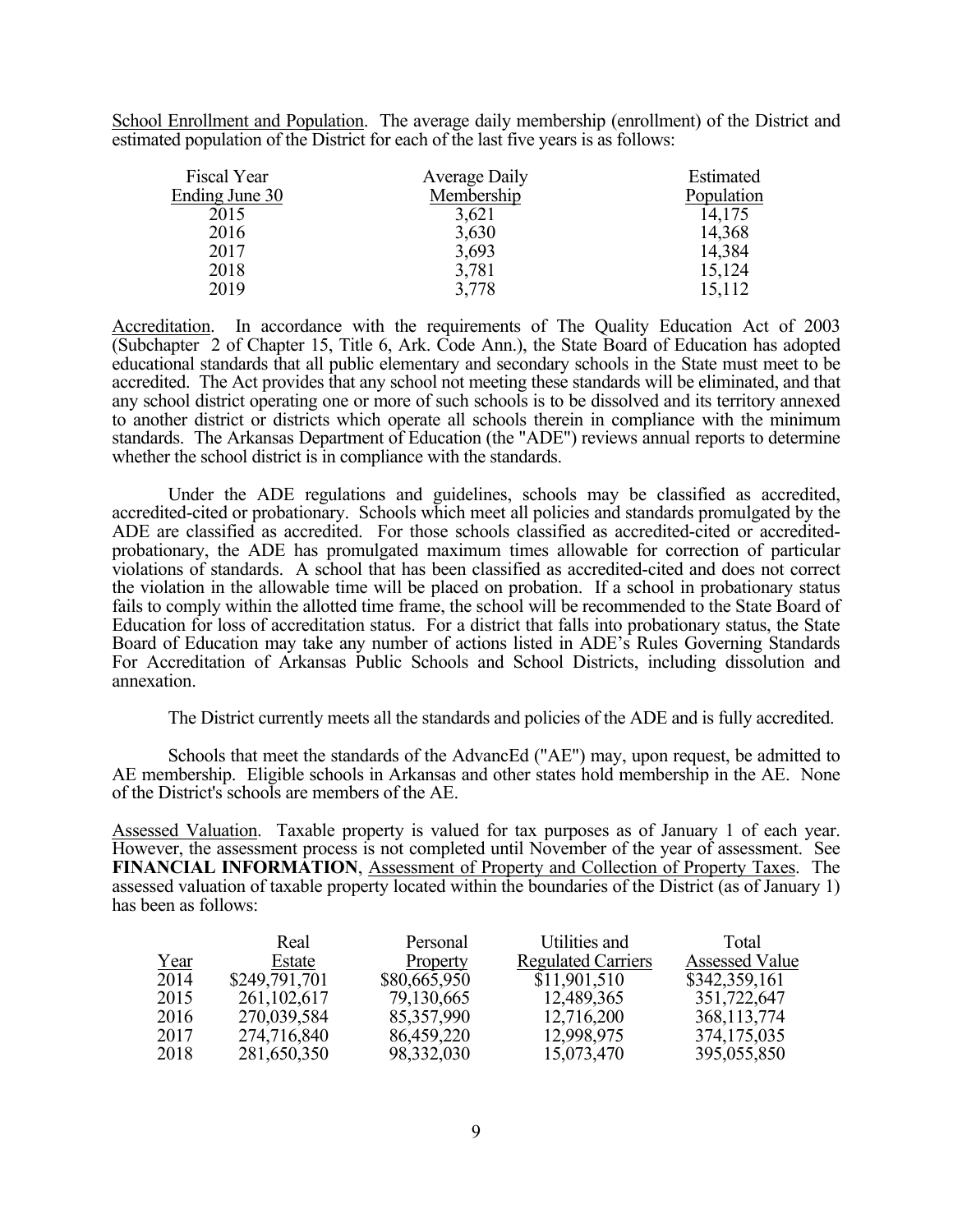School Enrollment and Population. The average daily membership (enrollment) of the District and estimated population of the District for each of the last five years is as follows:

| Fiscal Year Ending June 30 | Average Daily Membership | Estimated Population |
|---|---|---|
| 2015 | 3,621 | 14,175 |
| 2016 | 3,630 | 14,368 |
| 2017 | 3,693 | 14,384 |
| 2018 | 3,781 | 15,124 |
| 2019 | 3,778 | 15,112 |

Accreditation. In accordance with the requirements of The Quality Education Act of 2003 (Subchapter 2 of Chapter 15, Title 6, Ark. Code Ann.), the State Board of Education has adopted educational standards that all public elementary and secondary schools in the State must meet to be accredited. The Act provides that any school not meeting these standards will be eliminated, and that any school district operating one or more of such schools is to be dissolved and its territory annexed to another district or districts which operate all schools therein in compliance with the minimum standards. The Arkansas Department of Education (the "ADE") reviews annual reports to determine whether the school district is in compliance with the standards.

Under the ADE regulations and guidelines, schools may be classified as accredited, accredited-cited or probationary. Schools which meet all policies and standards promulgated by the ADE are classified as accredited. For those schools classified as accredited-cited or accredited-probationary, the ADE has promulgated maximum times allowable for correction of particular violations of standards. A school that has been classified as accredited-cited and does not correct the violation in the allowable time will be placed on probation. If a school in probationary status fails to comply within the allotted time frame, the school will be recommended to the State Board of Education for loss of accreditation status. For a district that falls into probationary status, the State Board of Education may take any number of actions listed in ADE's Rules Governing Standards For Accreditation of Arkansas Public Schools and School Districts, including dissolution and annexation.

The District currently meets all the standards and policies of the ADE and is fully accredited.

Schools that meet the standards of the AdvancEd ("AE") may, upon request, be admitted to AE membership. Eligible schools in Arkansas and other states hold membership in the AE. None of the District's schools are members of the AE.

Assessed Valuation. Taxable property is valued for tax purposes as of January 1 of each year. However, the assessment process is not completed until November of the year of assessment. See **FINANCIAL INFORMATION**, Assessment of Property and Collection of Property Taxes. The assessed valuation of taxable property located within the boundaries of the District (as of January 1) has been as follows:

| Year | Real Estate | Personal Property | Utilities and Regulated Carriers | Total Assessed Value |
|---|---|---|---|---|
| 2014 | $249,791,701 | $80,665,950 | $11,901,510 | $342,359,161 |
| 2015 | 261,102,617 | 79,130,665 | 12,489,365 | 351,722,647 |
| 2016 | 270,039,584 | 85,357,990 | 12,716,200 | 368,113,774 |
| 2017 | 274,716,840 | 86,459,220 | 12,998,975 | 374,175,035 |
| 2018 | 281,650,350 | 98,332,030 | 15,073,470 | 395,055,850 |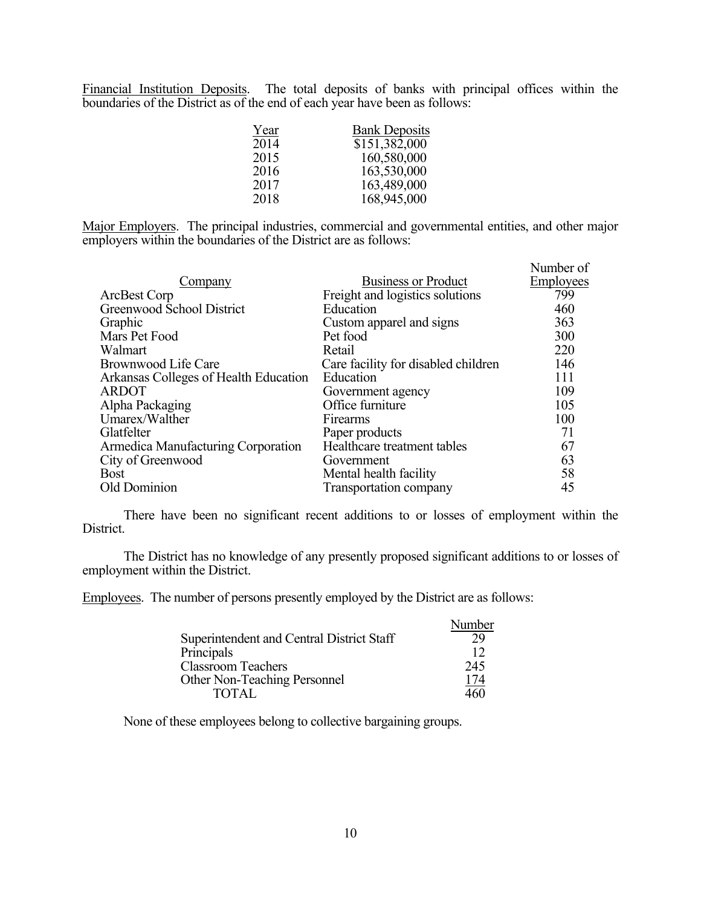Financial Institution Deposits. The total deposits of banks with principal offices within the boundaries of the District as of the end of each year have been as follows:

| Year | Bank Deposits |
|---|---|
| 2014 | $151,382,000 |
| 2015 | 160,580,000 |
| 2016 | 163,530,000 |
| 2017 | 163,489,000 |
| 2018 | 168,945,000 |

Major Employers. The principal industries, commercial and governmental entities, and other major employers within the boundaries of the District are as follows:

| Company | Business or Product | Number of Employees |
|---|---|---|
| ArcBest Corp | Freight and logistics solutions | 799 |
| Greenwood School District | Education | 460 |
| Graphic | Custom apparel and signs | 363 |
| Mars Pet Food | Pet food | 300 |
| Walmart | Retail | 220 |
| Brownwood Life Care | Care facility for disabled children | 146 |
| Arkansas Colleges of Health Education | Education | 111 |
| ARDOT | Government agency | 109 |
| Alpha Packaging | Office furniture | 105 |
| Umarex/Walther | Firearms | 100 |
| Glatfelter | Paper products | 71 |
| Armedica Manufacturing Corporation | Healthcare treatment tables | 67 |
| City of Greenwood | Government | 63 |
| Bost | Mental health facility | 58 |
| Old Dominion | Transportation company | 45 |

There have been no significant recent additions to or losses of employment within the District.

The District has no knowledge of any presently proposed significant additions to or losses of employment within the District.

Employees. The number of persons presently employed by the District are as follows:

| | Number |
|---|---|
| Superintendent and Central District Staff | 29 |
| Principals | 12 |
| Classroom Teachers | 245 |
| Other Non-Teaching Personnel | 174 |
| TOTAL | 460 |

None of these employees belong to collective bargaining groups.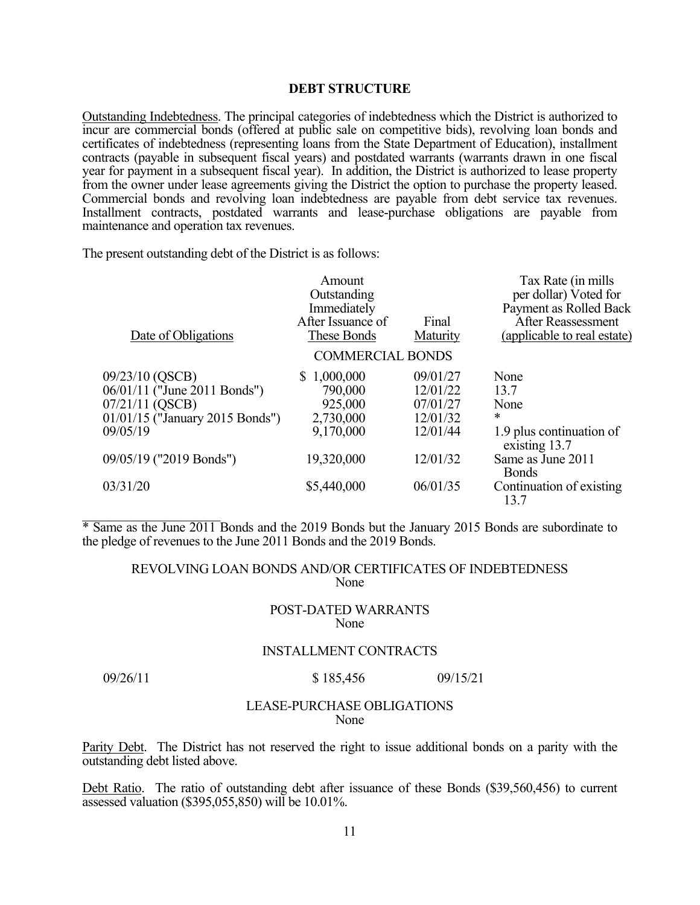## DEBT STRUCTURE

Outstanding Indebtedness. The principal categories of indebtedness which the District is authorized to incur are commercial bonds (offered at public sale on competitive bids), revolving loan bonds and certificates of indebtedness (representing loans from the State Department of Education), installment contracts (payable in subsequent fiscal years) and postdated warrants (warrants drawn in one fiscal year for payment in a subsequent fiscal year). In addition, the District is authorized to lease property from the owner under lease agreements giving the District the option to purchase the property leased. Commercial bonds and revolving loan indebtedness are payable from debt service tax revenues. Installment contracts, postdated warrants and lease-purchase obligations are payable from maintenance and operation tax revenues.

The present outstanding debt of the District is as follows:

| Date of Obligations | Amount Outstanding Immediately After Issuance of These Bonds | Final Maturity | Tax Rate (in mills per dollar) Voted for Payment as Rolled Back After Reassessment (applicable to real estate) |
|---|---|---|---|
| | COMMERCIAL BONDS | | |
| 09/23/10 (QSCB) | $ 1,000,000 | 09/01/27 | None |
| 06/01/11 ("June 2011 Bonds") | 790,000 | 12/01/22 | 13.7 |
| 07/21/11 (QSCB) | 925,000 | 07/01/27 | None |
| 01/01/15 ("January 2015 Bonds") | 2,730,000 | 12/01/32 | * |
| 09/05/19 | 9,170,000 | 12/01/44 | 1.9 plus continuation of existing 13.7 |
| 09/05/19 ("2019 Bonds") | 19,320,000 | 12/01/32 | Same as June 2011 Bonds |
| 03/31/20 | $5,440,000 | 06/01/35 | Continuation of existing 13.7 |

* Same as the June 2011 Bonds and the 2019 Bonds but the January 2015 Bonds are subordinate to the pledge of revenues to the June 2011 Bonds and the 2019 Bonds.

REVOLVING LOAN BONDS AND/OR CERTIFICATES OF INDEBTEDNESS
None

POST-DATED WARRANTS
None

INSTALLMENT CONTRACTS

| | | | |
|---|---|---|---|
| 09/26/11 | $ 185,456 | 09/15/21 | |

LEASE-PURCHASE OBLIGATIONS
None

Parity Debt. The District has not reserved the right to issue additional bonds on a parity with the outstanding debt listed above.

Debt Ratio. The ratio of outstanding debt after issuance of these Bonds ($39,560,456) to current assessed valuation ($395,055,850) will be 10.01%.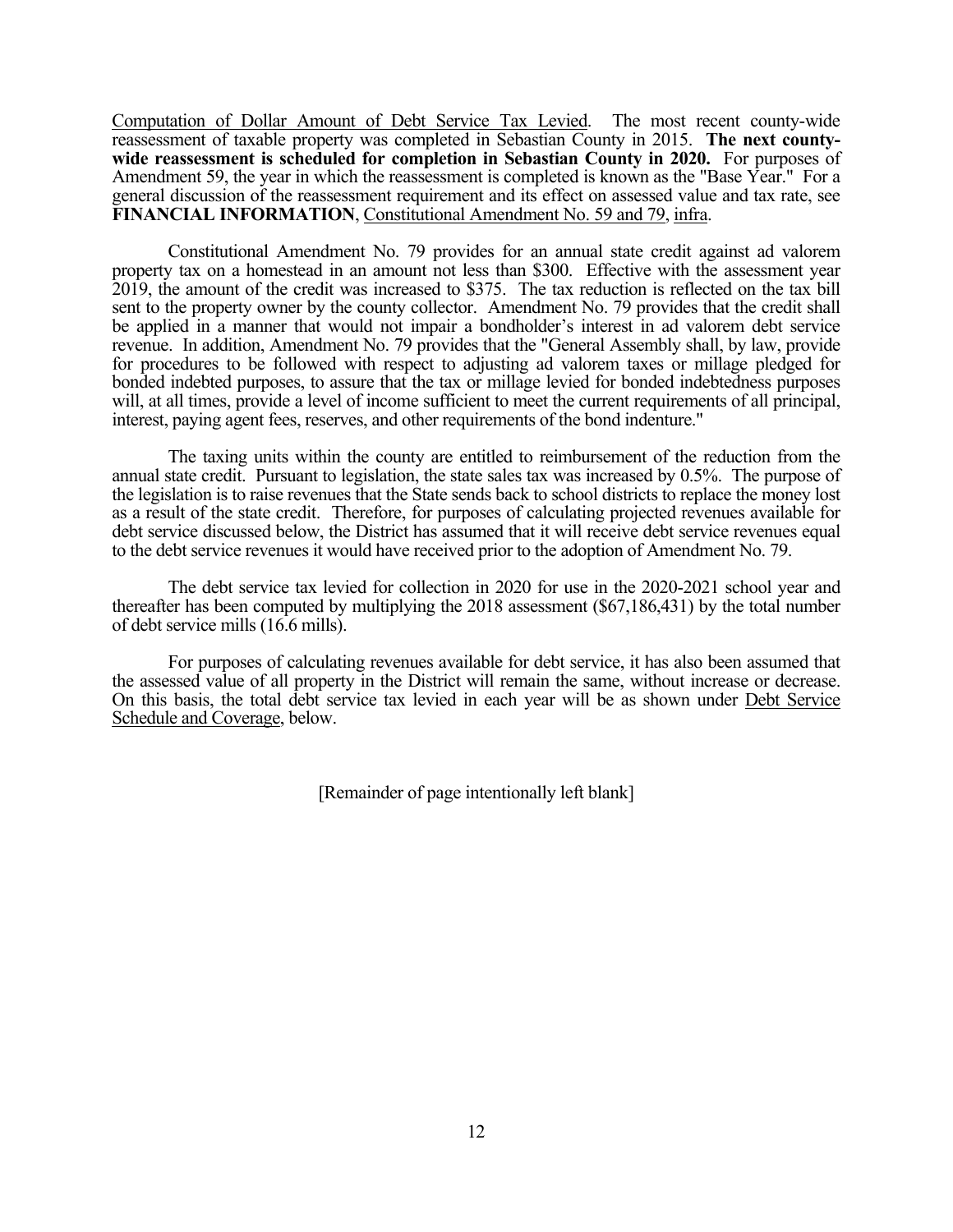Computation of Dollar Amount of Debt Service Tax Levied. The most recent county-wide reassessment of taxable property was completed in Sebastian County in 2015. **The next county-wide reassessment is scheduled for completion in Sebastian County in 2020.** For purposes of Amendment 59, the year in which the reassessment is completed is known as the "Base Year." For a general discussion of the reassessment requirement and its effect on assessed value and tax rate, see **FINANCIAL INFORMATION**, Constitutional Amendment No. 59 and 79, infra.

Constitutional Amendment No. 79 provides for an annual state credit against ad valorem property tax on a homestead in an amount not less than $300. Effective with the assessment year 2019, the amount of the credit was increased to $375. The tax reduction is reflected on the tax bill sent to the property owner by the county collector. Amendment No. 79 provides that the credit shall be applied in a manner that would not impair a bondholder's interest in ad valorem debt service revenue. In addition, Amendment No. 79 provides that the "General Assembly shall, by law, provide for procedures to be followed with respect to adjusting ad valorem taxes or millage pledged for bonded indebted purposes, to assure that the tax or millage levied for bonded indebtedness purposes will, at all times, provide a level of income sufficient to meet the current requirements of all principal, interest, paying agent fees, reserves, and other requirements of the bond indenture."

The taxing units within the county are entitled to reimbursement of the reduction from the annual state credit. Pursuant to legislation, the state sales tax was increased by 0.5%. The purpose of the legislation is to raise revenues that the State sends back to school districts to replace the money lost as a result of the state credit. Therefore, for purposes of calculating projected revenues available for debt service discussed below, the District has assumed that it will receive debt service revenues equal to the debt service revenues it would have received prior to the adoption of Amendment No. 79.

The debt service tax levied for collection in 2020 for use in the 2020-2021 school year and thereafter has been computed by multiplying the 2018 assessment ($67,186,431) by the total number of debt service mills (16.6 mills).

For purposes of calculating revenues available for debt service, it has also been assumed that the assessed value of all property in the District will remain the same, without increase or decrease. On this basis, the total debt service tax levied in each year will be as shown under Debt Service Schedule and Coverage, below.

[Remainder of page intentionally left blank]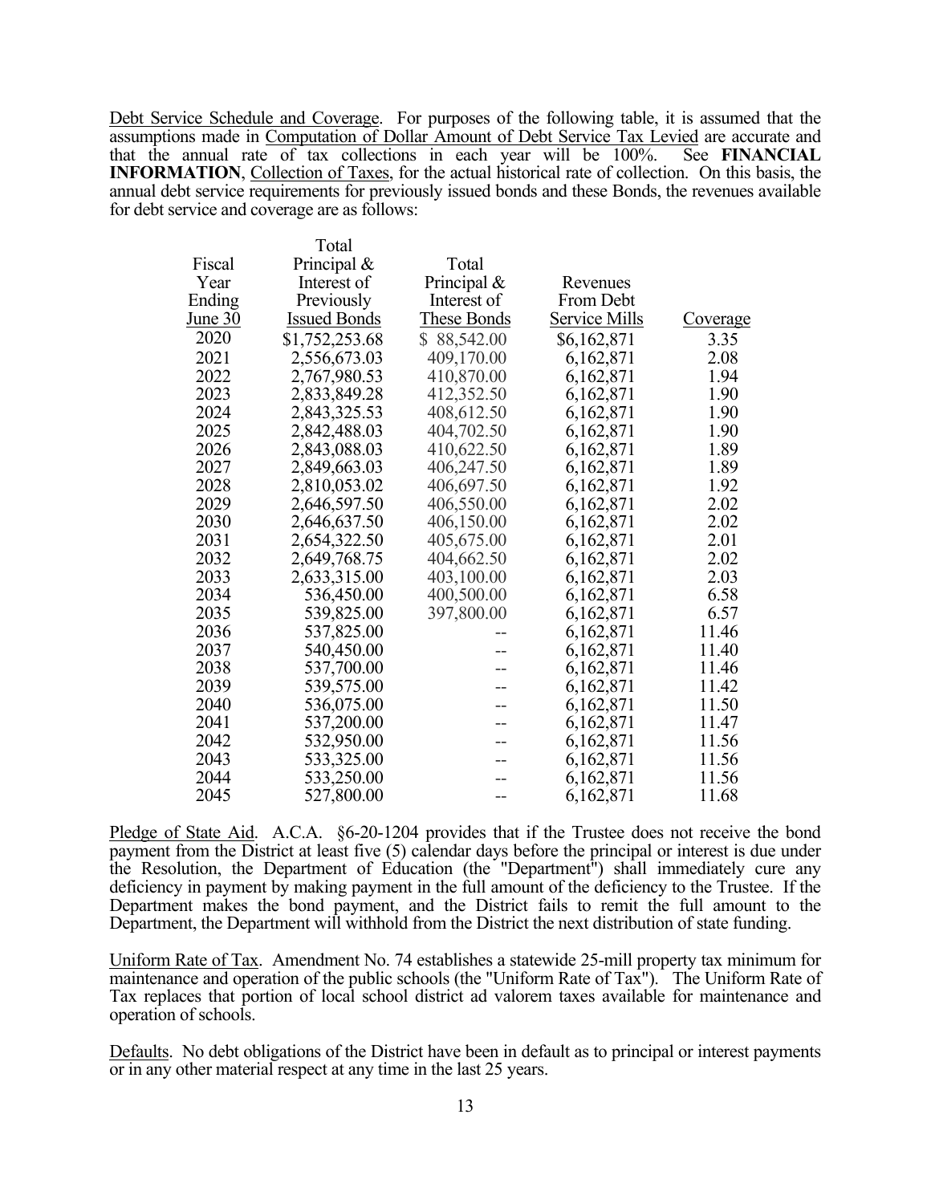Debt Service Schedule and Coverage. For purposes of the following table, it is assumed that the assumptions made in Computation of Dollar Amount of Debt Service Tax Levied are accurate and that the annual rate of tax collections in each year will be 100%. See **FINANCIAL INFORMATION**, Collection of Taxes, for the actual historical rate of collection. On this basis, the annual debt service requirements for previously issued bonds and these Bonds, the revenues available for debt service and coverage are as follows:

| Fiscal Year Ending June 30 | Total Principal & Interest of Previously Issued Bonds | Total Principal & Interest of These Bonds | Revenues From Debt Service Mills | Coverage |
|---|---|---|---|---|
| 2020 | $1,752,253.68 | $ 88,542.00 | $6,162,871 | 3.35 |
| 2021 | 2,556,673.03 | 409,170.00 | 6,162,871 | 2.08 |
| 2022 | 2,767,980.53 | 410,870.00 | 6,162,871 | 1.94 |
| 2023 | 2,833,849.28 | 412,352.50 | 6,162,871 | 1.90 |
| 2024 | 2,843,325.53 | 408,612.50 | 6,162,871 | 1.90 |
| 2025 | 2,842,488.03 | 404,702.50 | 6,162,871 | 1.90 |
| 2026 | 2,843,088.03 | 410,622.50 | 6,162,871 | 1.89 |
| 2027 | 2,849,663.03 | 406,247.50 | 6,162,871 | 1.89 |
| 2028 | 2,810,053.02 | 406,697.50 | 6,162,871 | 1.92 |
| 2029 | 2,646,597.50 | 406,550.00 | 6,162,871 | 2.02 |
| 2030 | 2,646,637.50 | 406,150.00 | 6,162,871 | 2.02 |
| 2031 | 2,654,322.50 | 405,675.00 | 6,162,871 | 2.01 |
| 2032 | 2,649,768.75 | 404,662.50 | 6,162,871 | 2.02 |
| 2033 | 2,633,315.00 | 403,100.00 | 6,162,871 | 2.03 |
| 2034 | 536,450.00 | 400,500.00 | 6,162,871 | 6.58 |
| 2035 | 539,825.00 | 397,800.00 | 6,162,871 | 6.57 |
| 2036 | 537,825.00 | -- | 6,162,871 | 11.46 |
| 2037 | 540,450.00 | -- | 6,162,871 | 11.40 |
| 2038 | 537,700.00 | -- | 6,162,871 | 11.46 |
| 2039 | 539,575.00 | -- | 6,162,871 | 11.42 |
| 2040 | 536,075.00 | -- | 6,162,871 | 11.50 |
| 2041 | 537,200.00 | -- | 6,162,871 | 11.47 |
| 2042 | 532,950.00 | -- | 6,162,871 | 11.56 |
| 2043 | 533,325.00 | -- | 6,162,871 | 11.56 |
| 2044 | 533,250.00 | -- | 6,162,871 | 11.56 |
| 2045 | 527,800.00 | -- | 6,162,871 | 11.68 |

Pledge of State Aid. A.C.A. §6-20-1204 provides that if the Trustee does not receive the bond payment from the District at least five (5) calendar days before the principal or interest is due under the Resolution, the Department of Education (the "Department") shall immediately cure any deficiency in payment by making payment in the full amount of the deficiency to the Trustee. If the Department makes the bond payment, and the District fails to remit the full amount to the Department, the Department will withhold from the District the next distribution of state funding.

Uniform Rate of Tax. Amendment No. 74 establishes a statewide 25-mill property tax minimum for maintenance and operation of the public schools (the "Uniform Rate of Tax"). The Uniform Rate of Tax replaces that portion of local school district ad valorem taxes available for maintenance and operation of schools.

Defaults. No debt obligations of the District have been in default as to principal or interest payments or in any other material respect at any time in the last 25 years.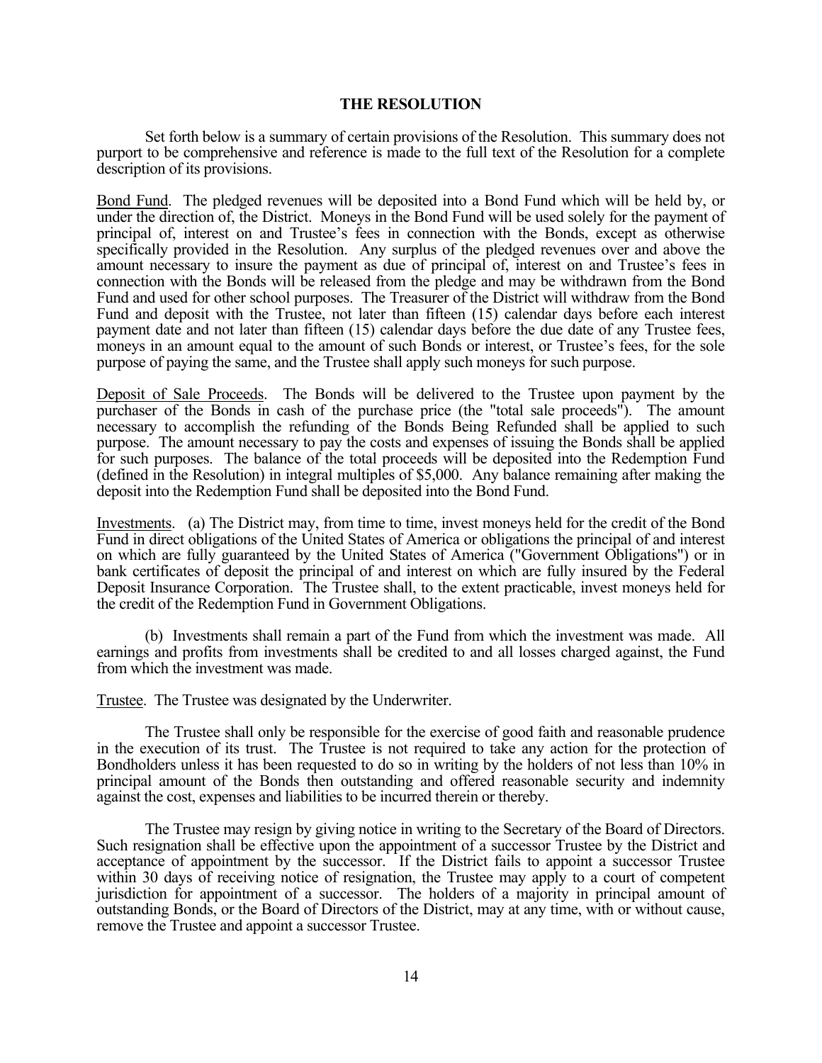## THE RESOLUTION

Set forth below is a summary of certain provisions of the Resolution. This summary does not purport to be comprehensive and reference is made to the full text of the Resolution for a complete description of its provisions.

Bond Fund. The pledged revenues will be deposited into a Bond Fund which will be held by, or under the direction of, the District. Moneys in the Bond Fund will be used solely for the payment of principal of, interest on and Trustee's fees in connection with the Bonds, except as otherwise specifically provided in the Resolution. Any surplus of the pledged revenues over and above the amount necessary to insure the payment as due of principal of, interest on and Trustee's fees in connection with the Bonds will be released from the pledge and may be withdrawn from the Bond Fund and used for other school purposes. The Treasurer of the District will withdraw from the Bond Fund and deposit with the Trustee, not later than fifteen (15) calendar days before each interest payment date and not later than fifteen (15) calendar days before the due date of any Trustee fees, moneys in an amount equal to the amount of such Bonds or interest, or Trustee's fees, for the sole purpose of paying the same, and the Trustee shall apply such moneys for such purpose.

Deposit of Sale Proceeds. The Bonds will be delivered to the Trustee upon payment by the purchaser of the Bonds in cash of the purchase price (the "total sale proceeds"). The amount necessary to accomplish the refunding of the Bonds Being Refunded shall be applied to such purpose. The amount necessary to pay the costs and expenses of issuing the Bonds shall be applied for such purposes. The balance of the total proceeds will be deposited into the Redemption Fund (defined in the Resolution) in integral multiples of $5,000. Any balance remaining after making the deposit into the Redemption Fund shall be deposited into the Bond Fund.

Investments. (a) The District may, from time to time, invest moneys held for the credit of the Bond Fund in direct obligations of the United States of America or obligations the principal of and interest on which are fully guaranteed by the United States of America ("Government Obligations") or in bank certificates of deposit the principal of and interest on which are fully insured by the Federal Deposit Insurance Corporation. The Trustee shall, to the extent practicable, invest moneys held for the credit of the Redemption Fund in Government Obligations.

(b) Investments shall remain a part of the Fund from which the investment was made. All earnings and profits from investments shall be credited to and all losses charged against, the Fund from which the investment was made.

Trustee. The Trustee was designated by the Underwriter.

The Trustee shall only be responsible for the exercise of good faith and reasonable prudence in the execution of its trust. The Trustee is not required to take any action for the protection of Bondholders unless it has been requested to do so in writing by the holders of not less than 10% in principal amount of the Bonds then outstanding and offered reasonable security and indemnity against the cost, expenses and liabilities to be incurred therein or thereby.

The Trustee may resign by giving notice in writing to the Secretary of the Board of Directors. Such resignation shall be effective upon the appointment of a successor Trustee by the District and acceptance of appointment by the successor. If the District fails to appoint a successor Trustee within 30 days of receiving notice of resignation, the Trustee may apply to a court of competent jurisdiction for appointment of a successor. The holders of a majority in principal amount of outstanding Bonds, or the Board of Directors of the District, may at any time, with or without cause, remove the Trustee and appoint a successor Trustee.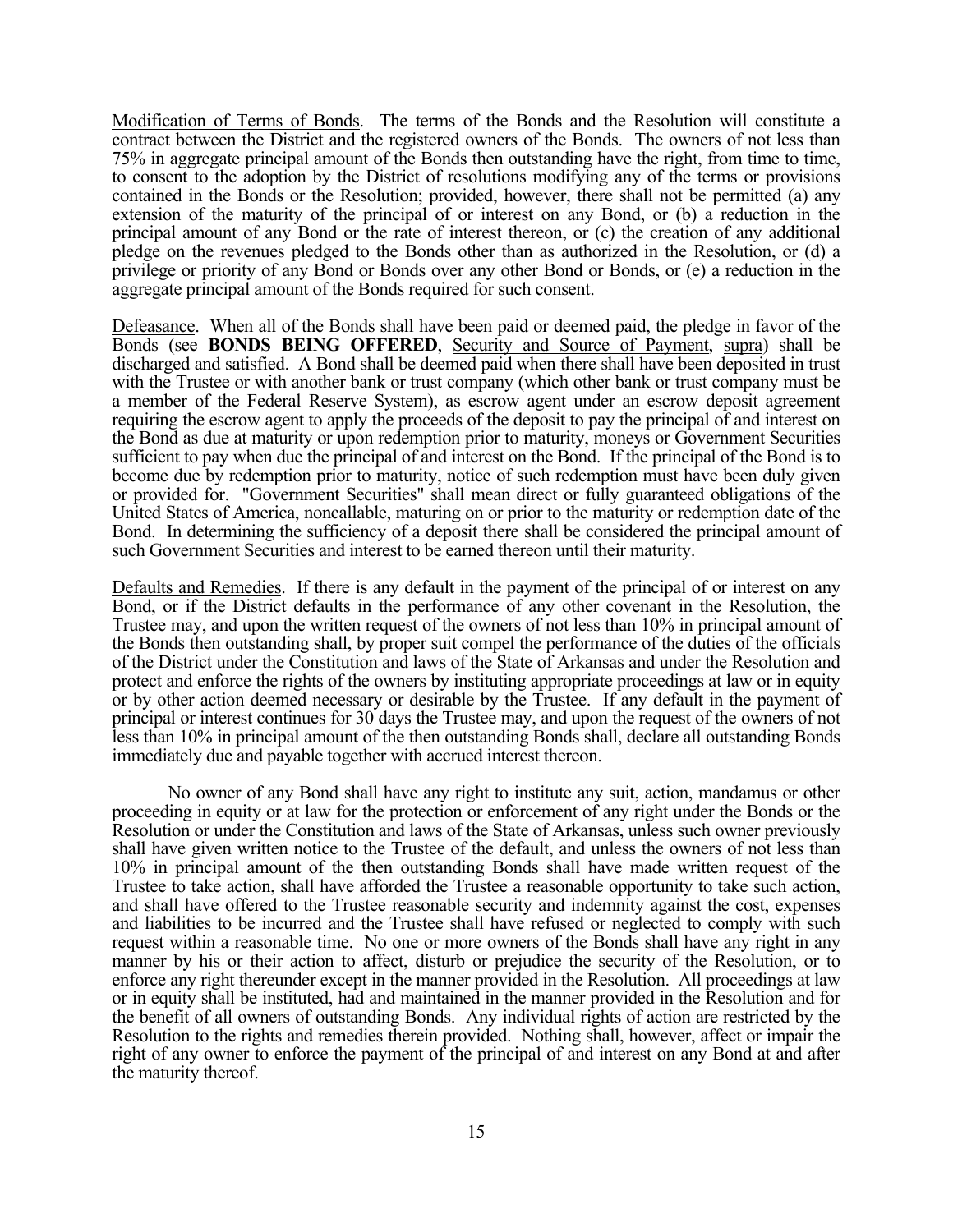<u>Modification of Terms of Bonds</u>. The terms of the Bonds and the Resolution will constitute a contract between the District and the registered owners of the Bonds. The owners of not less than 75% in aggregate principal amount of the Bonds then outstanding have the right, from time to time, to consent to the adoption by the District of resolutions modifying any of the terms or provisions contained in the Bonds or the Resolution; provided, however, there shall not be permitted (a) any extension of the maturity of the principal of or interest on any Bond, or (b) a reduction in the principal amount of any Bond or the rate of interest thereon, or (c) the creation of any additional pledge on the revenues pledged to the Bonds other than as authorized in the Resolution, or (d) a privilege or priority of any Bond or Bonds over any other Bond or Bonds, or (e) a reduction in the aggregate principal amount of the Bonds required for such consent.

<u>Defeasance</u>. When all of the Bonds shall have been paid or deemed paid, the pledge in favor of the Bonds (see **BONDS BEING OFFERED**, <u>Security and Source of Payment</u>, <u>supra</u>) shall be discharged and satisfied. A Bond shall be deemed paid when there shall have been deposited in trust with the Trustee or with another bank or trust company (which other bank or trust company must be a member of the Federal Reserve System), as escrow agent under an escrow deposit agreement requiring the escrow agent to apply the proceeds of the deposit to pay the principal of and interest on the Bond as due at maturity or upon redemption prior to maturity, moneys or Government Securities sufficient to pay when due the principal of and interest on the Bond. If the principal of the Bond is to become due by redemption prior to maturity, notice of such redemption must have been duly given or provided for. "Government Securities" shall mean direct or fully guaranteed obligations of the United States of America, noncallable, maturing on or prior to the maturity or redemption date of the Bond. In determining the sufficiency of a deposit there shall be considered the principal amount of such Government Securities and interest to be earned thereon until their maturity.

<u>Defaults and Remedies</u>. If there is any default in the payment of the principal of or interest on any Bond, or if the District defaults in the performance of any other covenant in the Resolution, the Trustee may, and upon the written request of the owners of not less than 10% in principal amount of the Bonds then outstanding shall, by proper suit compel the performance of the duties of the officials of the District under the Constitution and laws of the State of Arkansas and under the Resolution and protect and enforce the rights of the owners by instituting appropriate proceedings at law or in equity or by other action deemed necessary or desirable by the Trustee. If any default in the payment of principal or interest continues for 30 days the Trustee may, and upon the request of the owners of not less than 10% in principal amount of the then outstanding Bonds shall, declare all outstanding Bonds immediately due and payable together with accrued interest thereon.

No owner of any Bond shall have any right to institute any suit, action, mandamus or other proceeding in equity or at law for the protection or enforcement of any right under the Bonds or the Resolution or under the Constitution and laws of the State of Arkansas, unless such owner previously shall have given written notice to the Trustee of the default, and unless the owners of not less than 10% in principal amount of the then outstanding Bonds shall have made written request of the Trustee to take action, shall have afforded the Trustee a reasonable opportunity to take such action, and shall have offered to the Trustee reasonable security and indemnity against the cost, expenses and liabilities to be incurred and the Trustee shall have refused or neglected to comply with such request within a reasonable time. No one or more owners of the Bonds shall have any right in any manner by his or their action to affect, disturb or prejudice the security of the Resolution, or to enforce any right thereunder except in the manner provided in the Resolution. All proceedings at law or in equity shall be instituted, had and maintained in the manner provided in the Resolution and for the benefit of all owners of outstanding Bonds. Any individual rights of action are restricted by the Resolution to the rights and remedies therein provided. Nothing shall, however, affect or impair the right of any owner to enforce the payment of the principal of and interest on any Bond at and after the maturity thereof.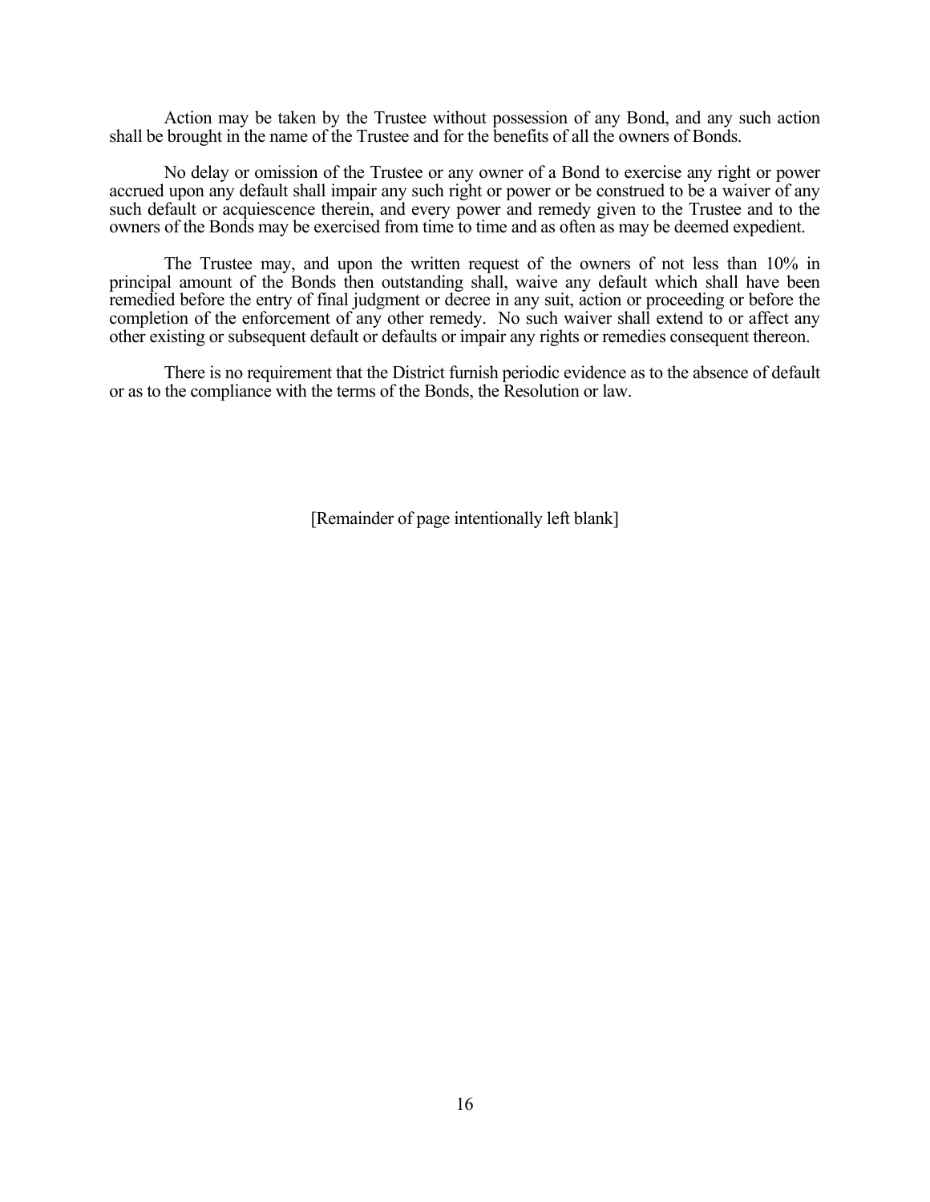Action may be taken by the Trustee without possession of any Bond, and any such action shall be brought in the name of the Trustee and for the benefits of all the owners of Bonds.

No delay or omission of the Trustee or any owner of a Bond to exercise any right or power accrued upon any default shall impair any such right or power or be construed to be a waiver of any such default or acquiescence therein, and every power and remedy given to the Trustee and to the owners of the Bonds may be exercised from time to time and as often as may be deemed expedient.

The Trustee may, and upon the written request of the owners of not less than 10% in principal amount of the Bonds then outstanding shall, waive any default which shall have been remedied before the entry of final judgment or decree in any suit, action or proceeding or before the completion of the enforcement of any other remedy. No such waiver shall extend to or affect any other existing or subsequent default or defaults or impair any rights or remedies consequent thereon.

There is no requirement that the District furnish periodic evidence as to the absence of default or as to the compliance with the terms of the Bonds, the Resolution or law.

[Remainder of page intentionally left blank]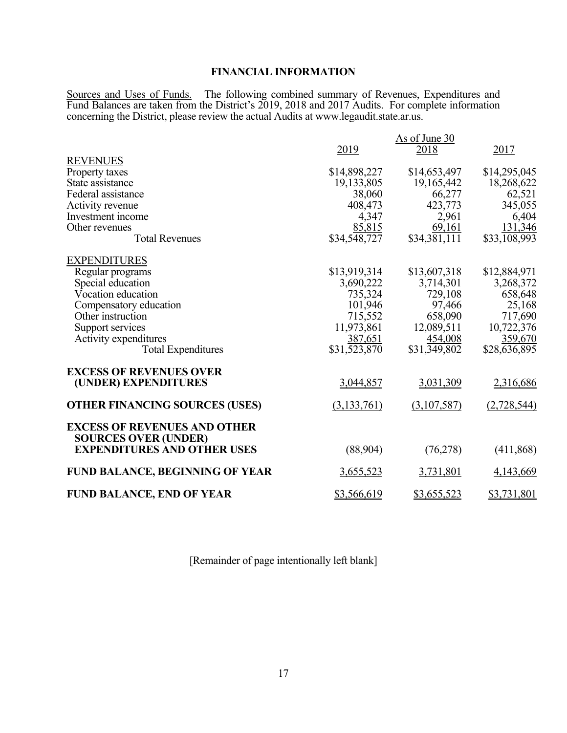## FINANCIAL INFORMATION

Sources and Uses of Funds. The following combined summary of Revenues, Expenditures and Fund Balances are taken from the District's 2019, 2018 and 2017 Audits. For complete information concerning the District, please review the actual Audits at www.legaudit.state.ar.us.

| | As of June 30 | | |
|---|---|---|---|
| | 2019 | 2018 | 2017 |
| REVENUES | | | |
| Property taxes | $14,898,227 | $14,653,497 | $14,295,045 |
| State assistance | 19,133,805 | 19,165,442 | 18,268,622 |
| Federal assistance | 38,060 | 66,277 | 62,521 |
| Activity revenue | 408,473 | 423,773 | 345,055 |
| Investment income | 4,347 | 2,961 | 6,404 |
| Other revenues | 85,815 | 69,161 | 131,346 |
| Total Revenues | $34,548,727 | $34,381,111 | $33,108,993 |
| EXPENDITURES | | | |
| Regular programs | $13,919,314 | $13,607,318 | $12,884,971 |
| Special education | 3,690,222 | 3,714,301 | 3,268,372 |
| Vocation education | 735,324 | 729,108 | 658,648 |
| Compensatory education | 101,946 | 97,466 | 25,168 |
| Other instruction | 715,552 | 658,090 | 717,690 |
| Support services | 11,973,861 | 12,089,511 | 10,722,376 |
| Activity expenditures | 387,651 | 454,008 | 359,670 |
| Total Expenditures | $31,523,870 | $31,349,802 | $28,636,895 |
| **EXCESS OF REVENUES OVER (UNDER) EXPENDITURES** | 3,044,857 | 3,031,309 | 2,316,686 |
| **OTHER FINANCING SOURCES (USES)** | (3,133,761) | (3,107,587) | (2,728,544) |
| **EXCESS OF REVENUES AND OTHER SOURCES OVER (UNDER) EXPENDITURES AND OTHER USES** | (88,904) | (76,278) | (411,868) |
| **FUND BALANCE, BEGINNING OF YEAR** | 3,655,523 | 3,731,801 | 4,143,669 |
| **FUND BALANCE, END OF YEAR** | $3,566,619 | $3,655,523 | $3,731,801 |

[Remainder of page intentionally left blank]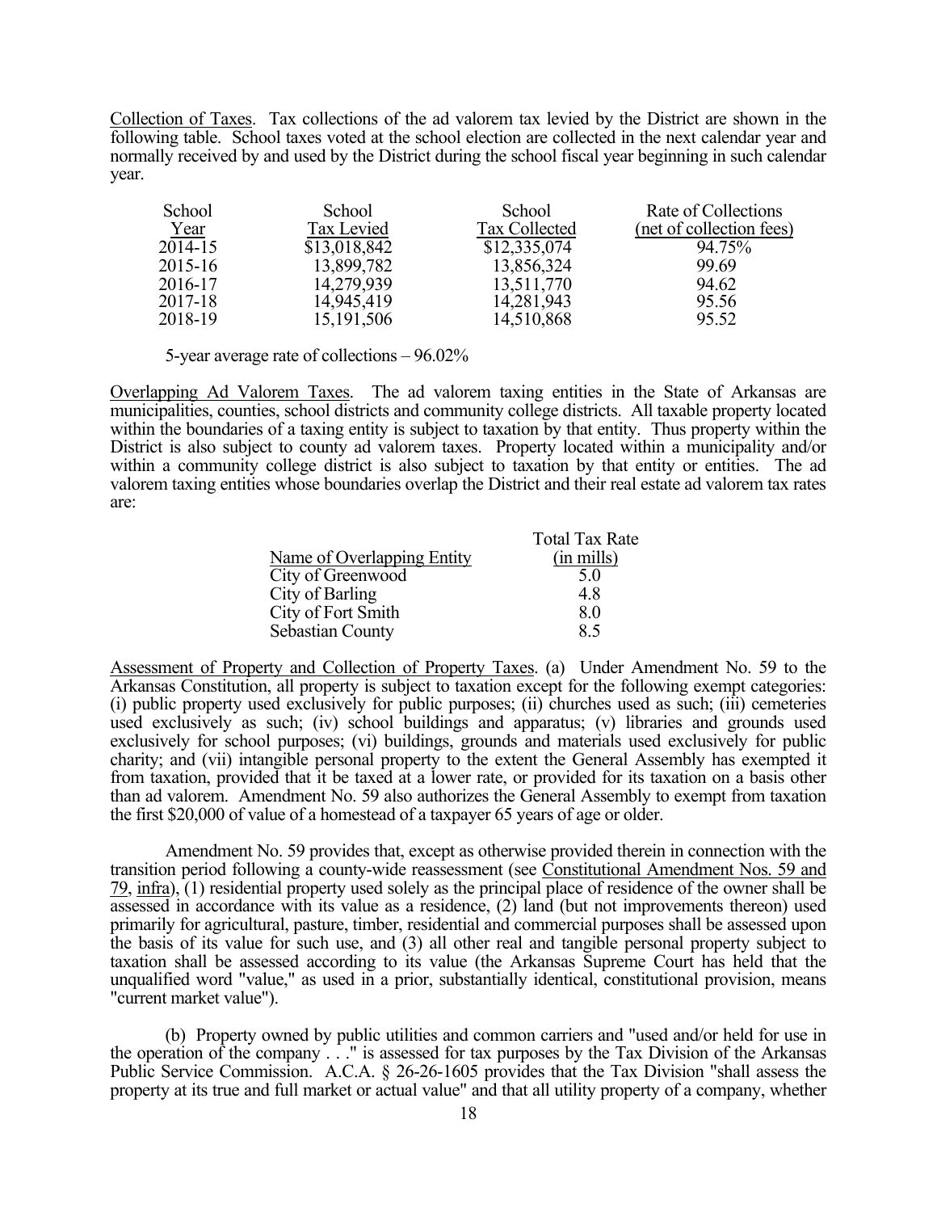Collection of Taxes. Tax collections of the ad valorem tax levied by the District are shown in the following table. School taxes voted at the school election are collected in the next calendar year and normally received by and used by the District during the school fiscal year beginning in such calendar year.

| School Year | School Tax Levied | School Tax Collected | Rate of Collections (net of collection fees) |
|---|---|---|---|
| 2014-15 | $13,018,842 | $12,335,074 | 94.75% |
| 2015-16 | 13,899,782 | 13,856,324 | 99.69 |
| 2016-17 | 14,279,939 | 13,511,770 | 94.62 |
| 2017-18 | 14,945,419 | 14,281,943 | 95.56 |
| 2018-19 | 15,191,506 | 14,510,868 | 95.52 |

5-year average rate of collections – 96.02%

Overlapping Ad Valorem Taxes. The ad valorem taxing entities in the State of Arkansas are municipalities, counties, school districts and community college districts. All taxable property located within the boundaries of a taxing entity is subject to taxation by that entity. Thus property within the District is also subject to county ad valorem taxes. Property located within a municipality and/or within a community college district is also subject to taxation by that entity or entities. The ad valorem taxing entities whose boundaries overlap the District and their real estate ad valorem tax rates are:

| Name of Overlapping Entity | Total Tax Rate (in mills) |
|---|---|
| City of Greenwood | 5.0 |
| City of Barling | 4.8 |
| City of Fort Smith | 8.0 |
| Sebastian County | 8.5 |

Assessment of Property and Collection of Property Taxes. (a) Under Amendment No. 59 to the Arkansas Constitution, all property is subject to taxation except for the following exempt categories: (i) public property used exclusively for public purposes; (ii) churches used as such; (iii) cemeteries used exclusively as such; (iv) school buildings and apparatus; (v) libraries and grounds used exclusively for school purposes; (vi) buildings, grounds and materials used exclusively for public charity; and (vii) intangible personal property to the extent the General Assembly has exempted it from taxation, provided that it be taxed at a lower rate, or provided for its taxation on a basis other than ad valorem. Amendment No. 59 also authorizes the General Assembly to exempt from taxation the first $20,000 of value of a homestead of a taxpayer 65 years of age or older.

Amendment No. 59 provides that, except as otherwise provided therein in connection with the transition period following a county-wide reassessment (see Constitutional Amendment Nos. 59 and 79, infra), (1) residential property used solely as the principal place of residence of the owner shall be assessed in accordance with its value as a residence, (2) land (but not improvements thereon) used primarily for agricultural, pasture, timber, residential and commercial purposes shall be assessed upon the basis of its value for such use, and (3) all other real and tangible personal property subject to taxation shall be assessed according to its value (the Arkansas Supreme Court has held that the unqualified word "value," as used in a prior, substantially identical, constitutional provision, means "current market value").

(b) Property owned by public utilities and common carriers and "used and/or held for use in the operation of the company . . ." is assessed for tax purposes by the Tax Division of the Arkansas Public Service Commission. A.C.A. § 26-26-1605 provides that the Tax Division "shall assess the property at its true and full market or actual value" and that all utility property of a company, whether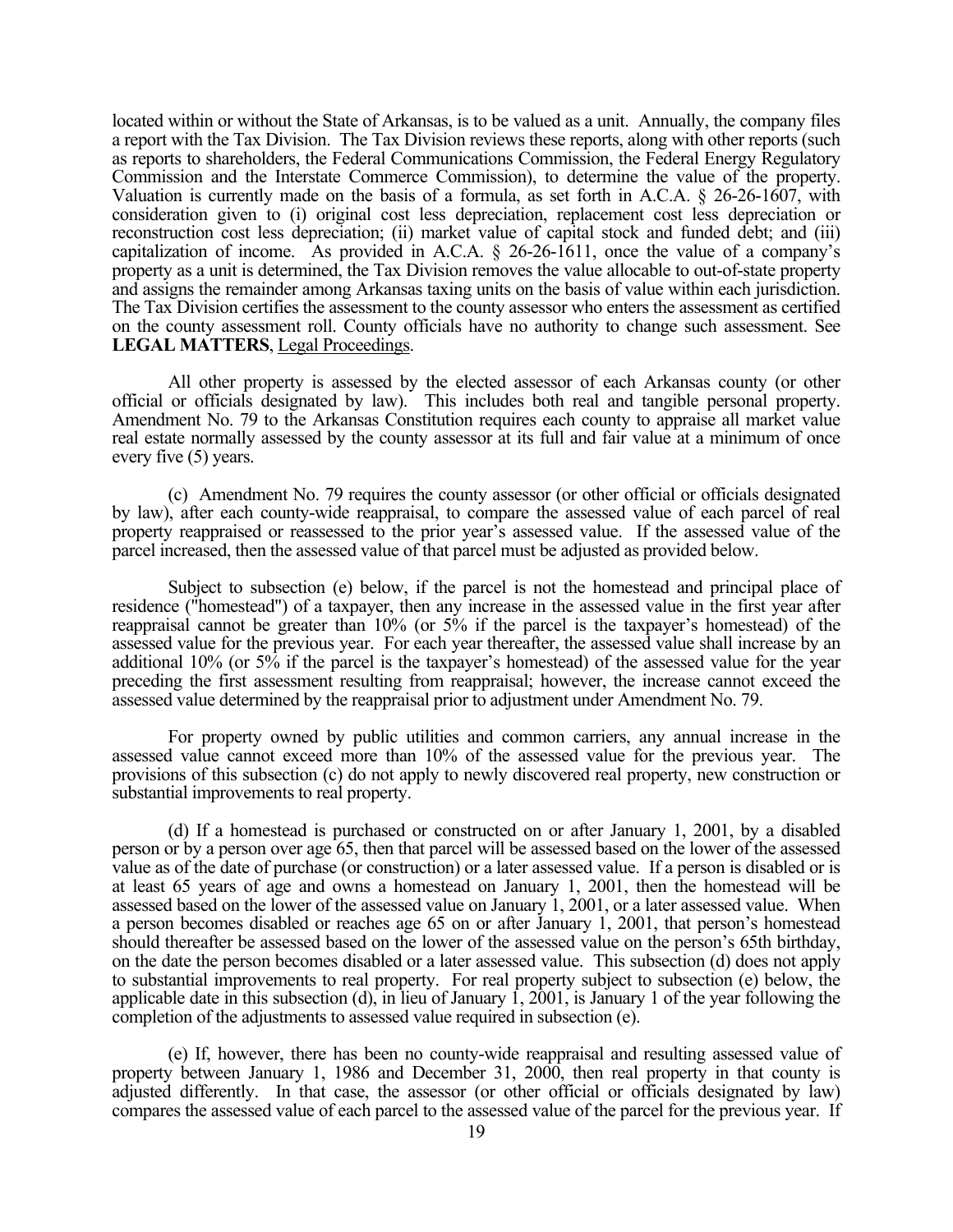located within or without the State of Arkansas, is to be valued as a unit. Annually, the company files a report with the Tax Division. The Tax Division reviews these reports, along with other reports (such as reports to shareholders, the Federal Communications Commission, the Federal Energy Regulatory Commission and the Interstate Commerce Commission), to determine the value of the property. Valuation is currently made on the basis of a formula, as set forth in A.C.A. § 26-26-1607, with consideration given to (i) original cost less depreciation, replacement cost less depreciation or reconstruction cost less depreciation; (ii) market value of capital stock and funded debt; and (iii) capitalization of income. As provided in A.C.A. § 26-26-1611, once the value of a company's property as a unit is determined, the Tax Division removes the value allocable to out-of-state property and assigns the remainder among Arkansas taxing units on the basis of value within each jurisdiction. The Tax Division certifies the assessment to the county assessor who enters the assessment as certified on the county assessment roll. County officials have no authority to change such assessment. See **LEGAL MATTERS**, Legal Proceedings.

All other property is assessed by the elected assessor of each Arkansas county (or other official or officials designated by law). This includes both real and tangible personal property. Amendment No. 79 to the Arkansas Constitution requires each county to appraise all market value real estate normally assessed by the county assessor at its full and fair value at a minimum of once every five (5) years.

(c) Amendment No. 79 requires the county assessor (or other official or officials designated by law), after each county-wide reappraisal, to compare the assessed value of each parcel of real property reappraised or reassessed to the prior year's assessed value. If the assessed value of the parcel increased, then the assessed value of that parcel must be adjusted as provided below.

Subject to subsection (e) below, if the parcel is not the homestead and principal place of residence ("homestead") of a taxpayer, then any increase in the assessed value in the first year after reappraisal cannot be greater than 10% (or 5% if the parcel is the taxpayer's homestead) of the assessed value for the previous year. For each year thereafter, the assessed value shall increase by an additional 10% (or 5% if the parcel is the taxpayer's homestead) of the assessed value for the year preceding the first assessment resulting from reappraisal; however, the increase cannot exceed the assessed value determined by the reappraisal prior to adjustment under Amendment No. 79.

For property owned by public utilities and common carriers, any annual increase in the assessed value cannot exceed more than 10% of the assessed value for the previous year. The provisions of this subsection (c) do not apply to newly discovered real property, new construction or substantial improvements to real property.

(d) If a homestead is purchased or constructed on or after January 1, 2001, by a disabled person or by a person over age 65, then that parcel will be assessed based on the lower of the assessed value as of the date of purchase (or construction) or a later assessed value. If a person is disabled or is at least 65 years of age and owns a homestead on January 1, 2001, then the homestead will be assessed based on the lower of the assessed value on January 1, 2001, or a later assessed value. When a person becomes disabled or reaches age 65 on or after January 1, 2001, that person's homestead should thereafter be assessed based on the lower of the assessed value on the person's 65th birthday, on the date the person becomes disabled or a later assessed value. This subsection (d) does not apply to substantial improvements to real property. For real property subject to subsection (e) below, the applicable date in this subsection (d), in lieu of January 1, 2001, is January 1 of the year following the completion of the adjustments to assessed value required in subsection (e).

(e) If, however, there has been no county-wide reappraisal and resulting assessed value of property between January 1, 1986 and December 31, 2000, then real property in that county is adjusted differently. In that case, the assessor (or other official or officials designated by law) compares the assessed value of each parcel to the assessed value of the parcel for the previous year. If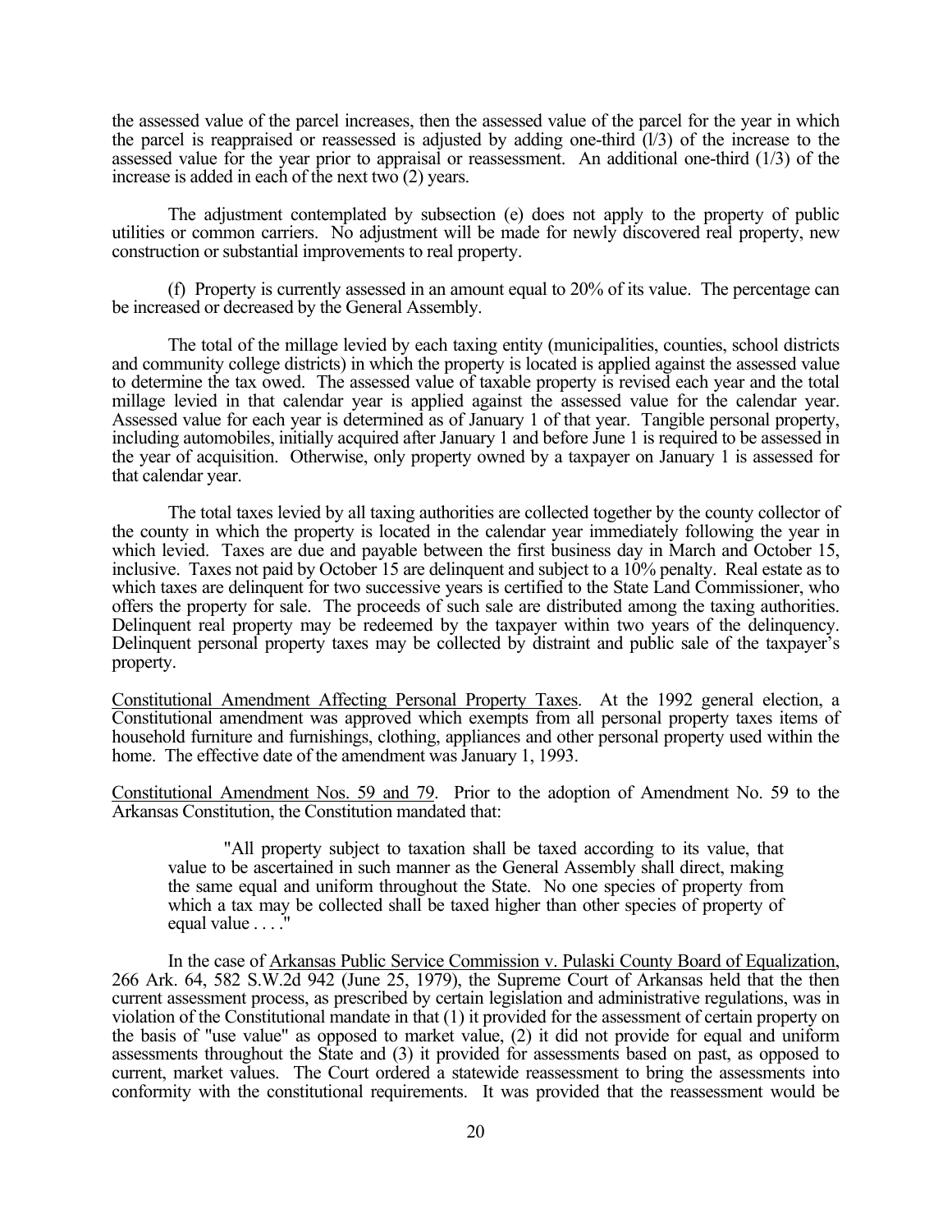the assessed value of the parcel increases, then the assessed value of the parcel for the year in which the parcel is reappraised or reassessed is adjusted by adding one-third (l/3) of the increase to the assessed value for the year prior to appraisal or reassessment. An additional one-third (1/3) of the increase is added in each of the next two (2) years.

The adjustment contemplated by subsection (e) does not apply to the property of public utilities or common carriers. No adjustment will be made for newly discovered real property, new construction or substantial improvements to real property.

(f) Property is currently assessed in an amount equal to 20% of its value. The percentage can be increased or decreased by the General Assembly.

The total of the millage levied by each taxing entity (municipalities, counties, school districts and community college districts) in which the property is located is applied against the assessed value to determine the tax owed. The assessed value of taxable property is revised each year and the total millage levied in that calendar year is applied against the assessed value for the calendar year. Assessed value for each year is determined as of January 1 of that year. Tangible personal property, including automobiles, initially acquired after January 1 and before June 1 is required to be assessed in the year of acquisition. Otherwise, only property owned by a taxpayer on January 1 is assessed for that calendar year.

The total taxes levied by all taxing authorities are collected together by the county collector of the county in which the property is located in the calendar year immediately following the year in which levied. Taxes are due and payable between the first business day in March and October 15, inclusive. Taxes not paid by October 15 are delinquent and subject to a 10% penalty. Real estate as to which taxes are delinquent for two successive years is certified to the State Land Commissioner, who offers the property for sale. The proceeds of such sale are distributed among the taxing authorities. Delinquent real property may be redeemed by the taxpayer within two years of the delinquency. Delinquent personal property taxes may be collected by distraint and public sale of the taxpayer's property.

Constitutional Amendment Affecting Personal Property Taxes. At the 1992 general election, a Constitutional amendment was approved which exempts from all personal property taxes items of household furniture and furnishings, clothing, appliances and other personal property used within the home. The effective date of the amendment was January 1, 1993.

Constitutional Amendment Nos. 59 and 79. Prior to the adoption of Amendment No. 59 to the Arkansas Constitution, the Constitution mandated that:

> "All property subject to taxation shall be taxed according to its value, that value to be ascertained in such manner as the General Assembly shall direct, making the same equal and uniform throughout the State. No one species of property from which a tax may be collected shall be taxed higher than other species of property of equal value . . . ."

In the case of Arkansas Public Service Commission v. Pulaski County Board of Equalization, 266 Ark. 64, 582 S.W.2d 942 (June 25, 1979), the Supreme Court of Arkansas held that the then current assessment process, as prescribed by certain legislation and administrative regulations, was in violation of the Constitutional mandate in that (1) it provided for the assessment of certain property on the basis of "use value" as opposed to market value, (2) it did not provide for equal and uniform assessments throughout the State and (3) it provided for assessments based on past, as opposed to current, market values. The Court ordered a statewide reassessment to bring the assessments into conformity with the constitutional requirements. It was provided that the reassessment would be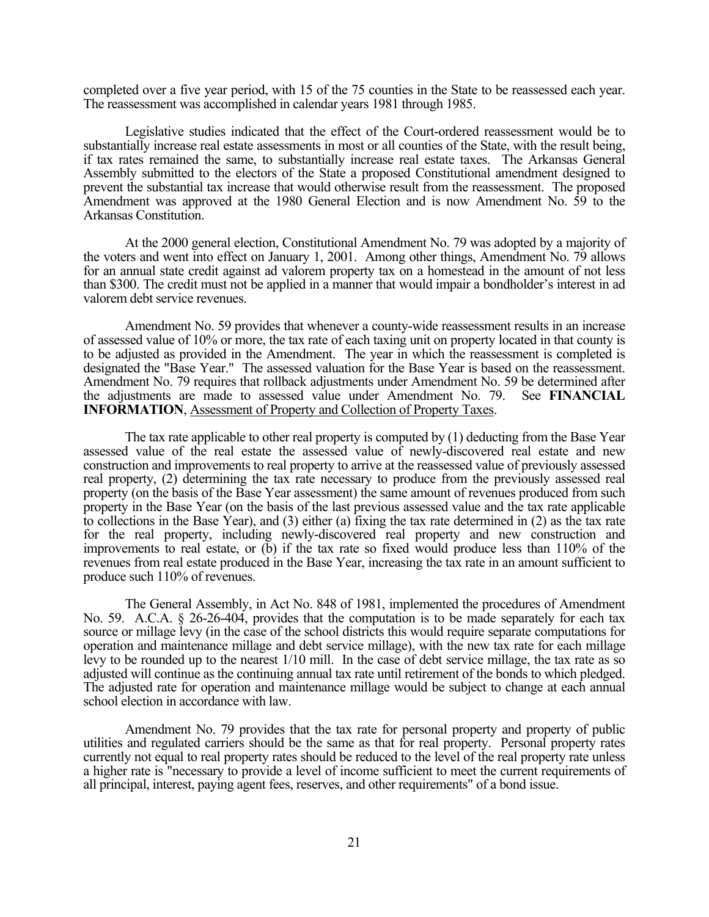completed over a five year period, with 15 of the 75 counties in the State to be reassessed each year. The reassessment was accomplished in calendar years 1981 through 1985.

Legislative studies indicated that the effect of the Court-ordered reassessment would be to substantially increase real estate assessments in most or all counties of the State, with the result being, if tax rates remained the same, to substantially increase real estate taxes. The Arkansas General Assembly submitted to the electors of the State a proposed Constitutional amendment designed to prevent the substantial tax increase that would otherwise result from the reassessment. The proposed Amendment was approved at the 1980 General Election and is now Amendment No. 59 to the Arkansas Constitution.

At the 2000 general election, Constitutional Amendment No. 79 was adopted by a majority of the voters and went into effect on January 1, 2001. Among other things, Amendment No. 79 allows for an annual state credit against ad valorem property tax on a homestead in the amount of not less than $300. The credit must not be applied in a manner that would impair a bondholder's interest in ad valorem debt service revenues.

Amendment No. 59 provides that whenever a county-wide reassessment results in an increase of assessed value of 10% or more, the tax rate of each taxing unit on property located in that county is to be adjusted as provided in the Amendment. The year in which the reassessment is completed is designated the "Base Year." The assessed valuation for the Base Year is based on the reassessment. Amendment No. 79 requires that rollback adjustments under Amendment No. 59 be determined after the adjustments are made to assessed value under Amendment No. 79. See **FINANCIAL INFORMATION**, Assessment of Property and Collection of Property Taxes.

The tax rate applicable to other real property is computed by (1) deducting from the Base Year assessed value of the real estate the assessed value of newly-discovered real estate and new construction and improvements to real property to arrive at the reassessed value of previously assessed real property, (2) determining the tax rate necessary to produce from the previously assessed real property (on the basis of the Base Year assessment) the same amount of revenues produced from such property in the Base Year (on the basis of the last previous assessed value and the tax rate applicable to collections in the Base Year), and (3) either (a) fixing the tax rate determined in (2) as the tax rate for the real property, including newly-discovered real property and new construction and improvements to real estate, or (b) if the tax rate so fixed would produce less than 110% of the revenues from real estate produced in the Base Year, increasing the tax rate in an amount sufficient to produce such 110% of revenues.

The General Assembly, in Act No. 848 of 1981, implemented the procedures of Amendment No. 59. A.C.A. § 26-26-404, provides that the computation is to be made separately for each tax source or millage levy (in the case of the school districts this would require separate computations for operation and maintenance millage and debt service millage), with the new tax rate for each millage levy to be rounded up to the nearest 1/10 mill. In the case of debt service millage, the tax rate as so adjusted will continue as the continuing annual tax rate until retirement of the bonds to which pledged. The adjusted rate for operation and maintenance millage would be subject to change at each annual school election in accordance with law.

Amendment No. 79 provides that the tax rate for personal property and property of public utilities and regulated carriers should be the same as that for real property. Personal property rates currently not equal to real property rates should be reduced to the level of the real property rate unless a higher rate is "necessary to provide a level of income sufficient to meet the current requirements of all principal, interest, paying agent fees, reserves, and other requirements" of a bond issue.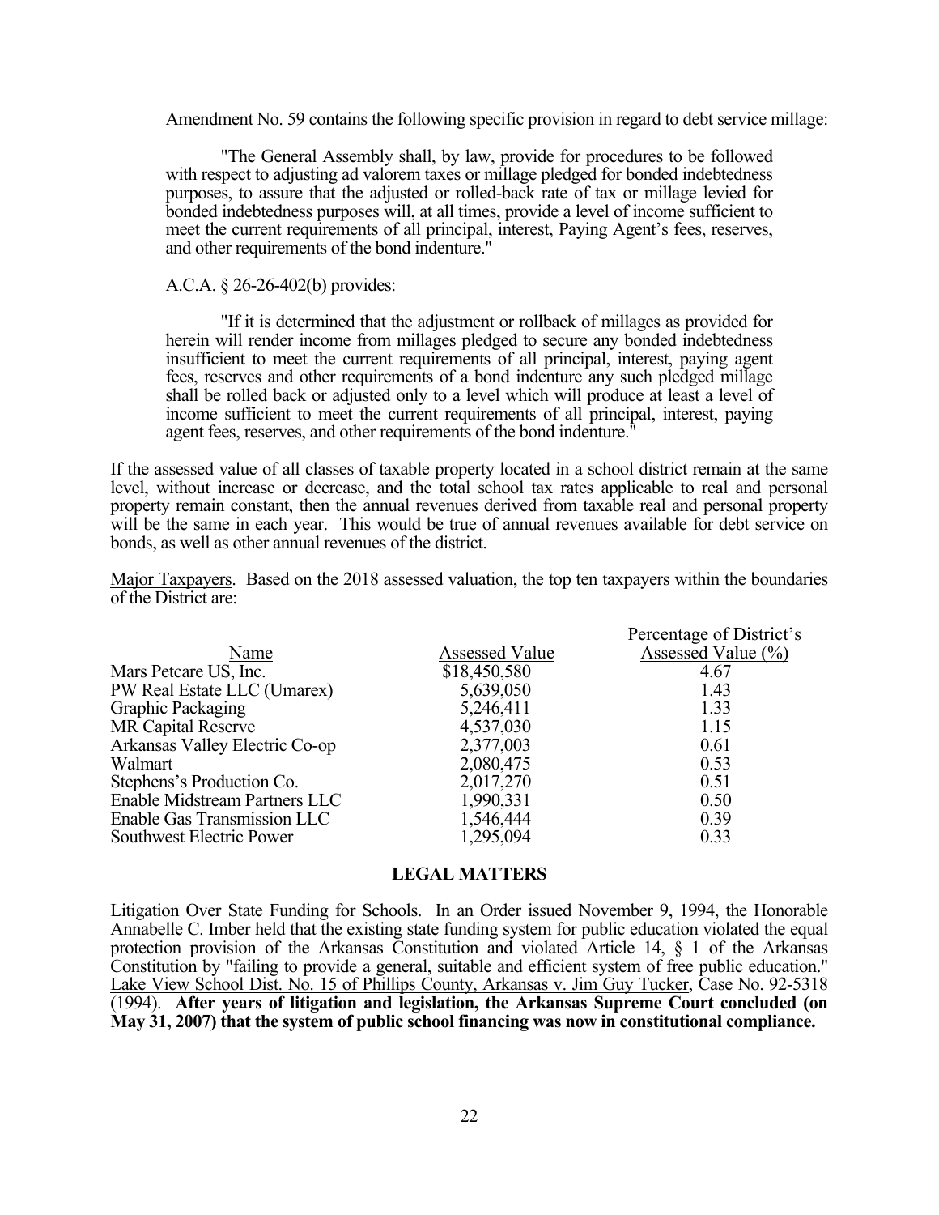Amendment No. 59 contains the following specific provision in regard to debt service millage:

> "The General Assembly shall, by law, provide for procedures to be followed with respect to adjusting ad valorem taxes or millage pledged for bonded indebtedness purposes, to assure that the adjusted or rolled-back rate of tax or millage levied for bonded indebtedness purposes will, at all times, provide a level of income sufficient to meet the current requirements of all principal, interest, Paying Agent's fees, reserves, and other requirements of the bond indenture."

A.C.A. § 26-26-402(b) provides:

> "If it is determined that the adjustment or rollback of millages as provided for herein will render income from millages pledged to secure any bonded indebtedness insufficient to meet the current requirements of all principal, interest, paying agent fees, reserves and other requirements of a bond indenture any such pledged millage shall be rolled back or adjusted only to a level which will produce at least a level of income sufficient to meet the current requirements of all principal, interest, paying agent fees, reserves, and other requirements of the bond indenture."

If the assessed value of all classes of taxable property located in a school district remain at the same level, without increase or decrease, and the total school tax rates applicable to real and personal property remain constant, then the annual revenues derived from taxable real and personal property will be the same in each year. This would be true of annual revenues available for debt service on bonds, as well as other annual revenues of the district.

Major Taxpayers. Based on the 2018 assessed valuation, the top ten taxpayers within the boundaries of the District are:

| Name | Assessed Value | Percentage of District's Assessed Value (%) |
|---|---|---|
| Mars Petcare US, Inc. | $18,450,580 | 4.67 |
| PW Real Estate LLC (Umarex) | 5,639,050 | 1.43 |
| Graphic Packaging | 5,246,411 | 1.33 |
| MR Capital Reserve | 4,537,030 | 1.15 |
| Arkansas Valley Electric Co-op | 2,377,003 | 0.61 |
| Walmart | 2,080,475 | 0.53 |
| Stephens's Production Co. | 2,017,270 | 0.51 |
| Enable Midstream Partners LLC | 1,990,331 | 0.50 |
| Enable Gas Transmission LLC | 1,546,444 | 0.39 |
| Southwest Electric Power | 1,295,094 | 0.33 |

## LEGAL MATTERS

Litigation Over State Funding for Schools. In an Order issued November 9, 1994, the Honorable Annabelle C. Imber held that the existing state funding system for public education violated the equal protection provision of the Arkansas Constitution and violated Article 14, § 1 of the Arkansas Constitution by "failing to provide a general, suitable and efficient system of free public education." Lake View School Dist. No. 15 of Phillips County, Arkansas v. Jim Guy Tucker, Case No. 92-5318 (1994). **After years of litigation and legislation, the Arkansas Supreme Court concluded (on May 31, 2007) that the system of public school financing was now in constitutional compliance.**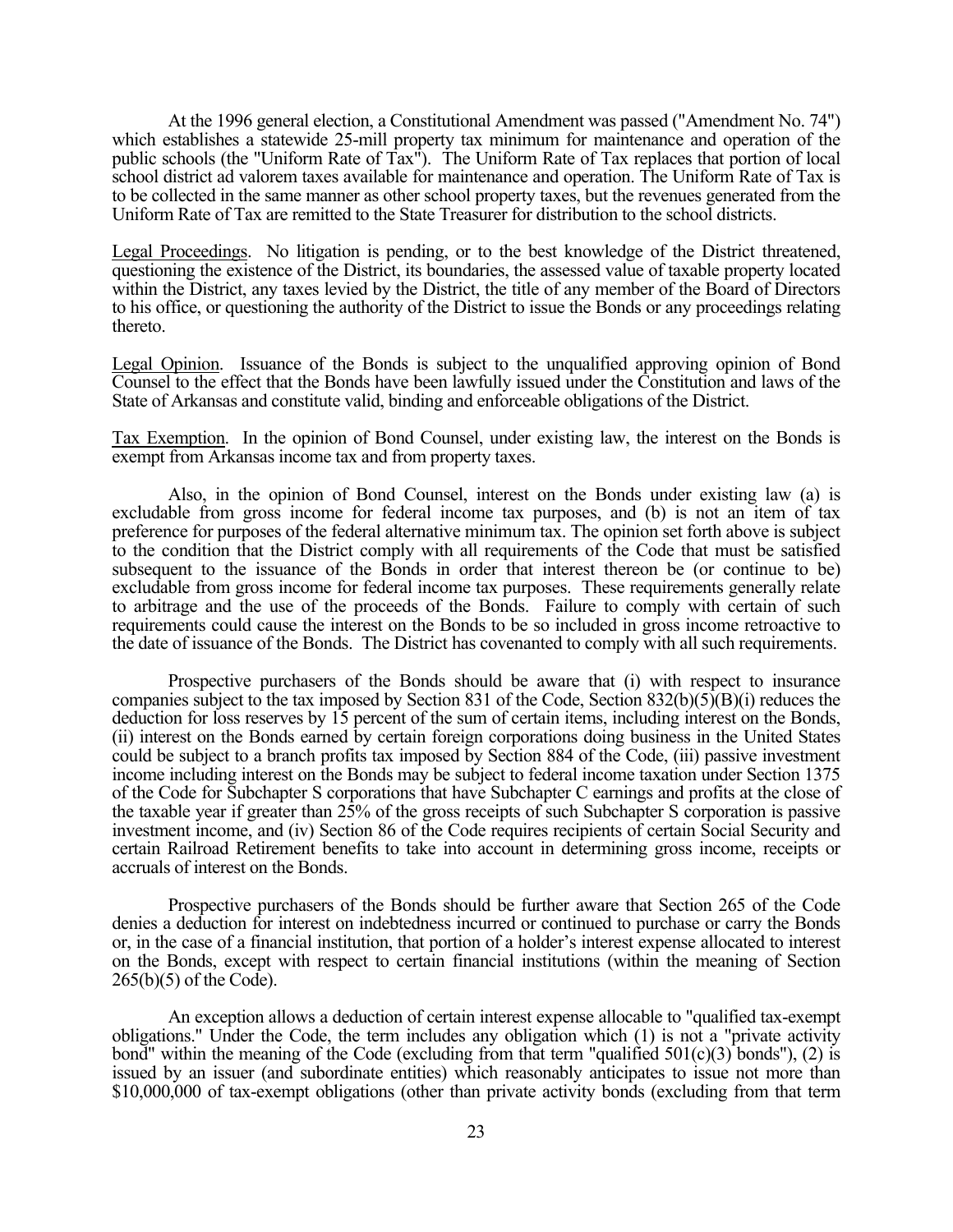At the 1996 general election, a Constitutional Amendment was passed ("Amendment No. 74") which establishes a statewide 25-mill property tax minimum for maintenance and operation of the public schools (the "Uniform Rate of Tax"). The Uniform Rate of Tax replaces that portion of local school district ad valorem taxes available for maintenance and operation. The Uniform Rate of Tax is to be collected in the same manner as other school property taxes, but the revenues generated from the Uniform Rate of Tax are remitted to the State Treasurer for distribution to the school districts.

Legal Proceedings. No litigation is pending, or to the best knowledge of the District threatened, questioning the existence of the District, its boundaries, the assessed value of taxable property located within the District, any taxes levied by the District, the title of any member of the Board of Directors to his office, or questioning the authority of the District to issue the Bonds or any proceedings relating thereto.

Legal Opinion. Issuance of the Bonds is subject to the unqualified approving opinion of Bond Counsel to the effect that the Bonds have been lawfully issued under the Constitution and laws of the State of Arkansas and constitute valid, binding and enforceable obligations of the District.

Tax Exemption. In the opinion of Bond Counsel, under existing law, the interest on the Bonds is exempt from Arkansas income tax and from property taxes.

Also, in the opinion of Bond Counsel, interest on the Bonds under existing law (a) is excludable from gross income for federal income tax purposes, and (b) is not an item of tax preference for purposes of the federal alternative minimum tax. The opinion set forth above is subject to the condition that the District comply with all requirements of the Code that must be satisfied subsequent to the issuance of the Bonds in order that interest thereon be (or continue to be) excludable from gross income for federal income tax purposes. These requirements generally relate to arbitrage and the use of the proceeds of the Bonds. Failure to comply with certain of such requirements could cause the interest on the Bonds to be so included in gross income retroactive to the date of issuance of the Bonds. The District has covenanted to comply with all such requirements.

Prospective purchasers of the Bonds should be aware that (i) with respect to insurance companies subject to the tax imposed by Section 831 of the Code, Section 832(b)(5)(B)(i) reduces the deduction for loss reserves by 15 percent of the sum of certain items, including interest on the Bonds, (ii) interest on the Bonds earned by certain foreign corporations doing business in the United States could be subject to a branch profits tax imposed by Section 884 of the Code, (iii) passive investment income including interest on the Bonds may be subject to federal income taxation under Section 1375 of the Code for Subchapter S corporations that have Subchapter C earnings and profits at the close of the taxable year if greater than 25% of the gross receipts of such Subchapter S corporation is passive investment income, and (iv) Section 86 of the Code requires recipients of certain Social Security and certain Railroad Retirement benefits to take into account in determining gross income, receipts or accruals of interest on the Bonds.

Prospective purchasers of the Bonds should be further aware that Section 265 of the Code denies a deduction for interest on indebtedness incurred or continued to purchase or carry the Bonds or, in the case of a financial institution, that portion of a holder's interest expense allocated to interest on the Bonds, except with respect to certain financial institutions (within the meaning of Section 265(b)(5) of the Code).

An exception allows a deduction of certain interest expense allocable to "qualified tax-exempt obligations." Under the Code, the term includes any obligation which (1) is not a "private activity bond" within the meaning of the Code (excluding from that term "qualified 501(c)(3) bonds"), (2) is issued by an issuer (and subordinate entities) which reasonably anticipates to issue not more than $10,000,000 of tax-exempt obligations (other than private activity bonds (excluding from that term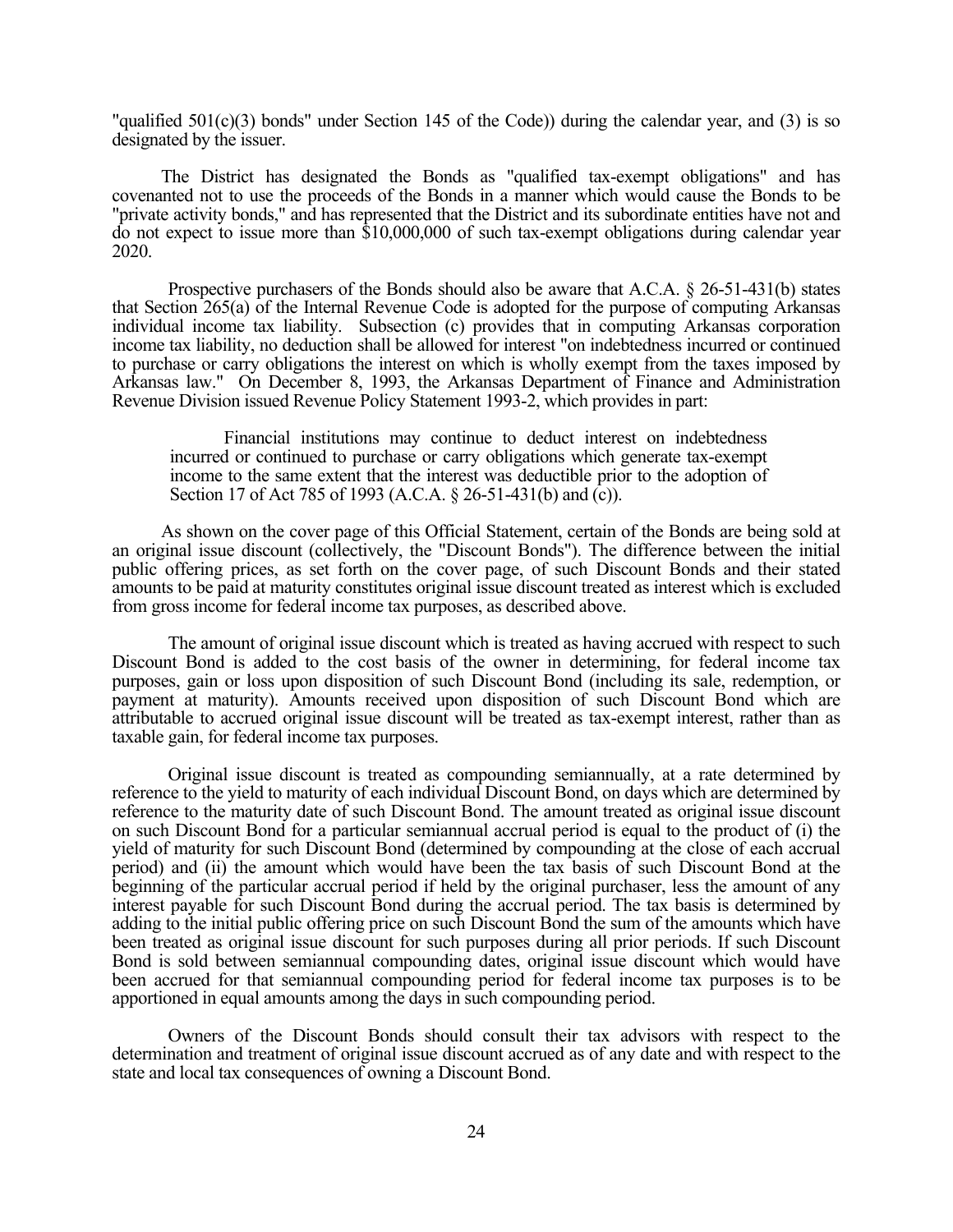"qualified 501(c)(3) bonds" under Section 145 of the Code)) during the calendar year, and (3) is so designated by the issuer.

The District has designated the Bonds as "qualified tax-exempt obligations" and has covenanted not to use the proceeds of the Bonds in a manner which would cause the Bonds to be "private activity bonds," and has represented that the District and its subordinate entities have not and do not expect to issue more than $10,000,000 of such tax-exempt obligations during calendar year 2020.

Prospective purchasers of the Bonds should also be aware that A.C.A. § 26-51-431(b) states that Section 265(a) of the Internal Revenue Code is adopted for the purpose of computing Arkansas individual income tax liability. Subsection (c) provides that in computing Arkansas corporation income tax liability, no deduction shall be allowed for interest "on indebtedness incurred or continued to purchase or carry obligations the interest on which is wholly exempt from the taxes imposed by Arkansas law." On December 8, 1993, the Arkansas Department of Finance and Administration Revenue Division issued Revenue Policy Statement 1993-2, which provides in part:

> Financial institutions may continue to deduct interest on indebtedness incurred or continued to purchase or carry obligations which generate tax-exempt income to the same extent that the interest was deductible prior to the adoption of Section 17 of Act 785 of 1993 (A.C.A. § 26-51-431(b) and (c)).

As shown on the cover page of this Official Statement, certain of the Bonds are being sold at an original issue discount (collectively, the "Discount Bonds"). The difference between the initial public offering prices, as set forth on the cover page, of such Discount Bonds and their stated amounts to be paid at maturity constitutes original issue discount treated as interest which is excluded from gross income for federal income tax purposes, as described above.

The amount of original issue discount which is treated as having accrued with respect to such Discount Bond is added to the cost basis of the owner in determining, for federal income tax purposes, gain or loss upon disposition of such Discount Bond (including its sale, redemption, or payment at maturity). Amounts received upon disposition of such Discount Bond which are attributable to accrued original issue discount will be treated as tax-exempt interest, rather than as taxable gain, for federal income tax purposes.

Original issue discount is treated as compounding semiannually, at a rate determined by reference to the yield to maturity of each individual Discount Bond, on days which are determined by reference to the maturity date of such Discount Bond. The amount treated as original issue discount on such Discount Bond for a particular semiannual accrual period is equal to the product of (i) the yield of maturity for such Discount Bond (determined by compounding at the close of each accrual period) and (ii) the amount which would have been the tax basis of such Discount Bond at the beginning of the particular accrual period if held by the original purchaser, less the amount of any interest payable for such Discount Bond during the accrual period. The tax basis is determined by adding to the initial public offering price on such Discount Bond the sum of the amounts which have been treated as original issue discount for such purposes during all prior periods. If such Discount Bond is sold between semiannual compounding dates, original issue discount which would have been accrued for that semiannual compounding period for federal income tax purposes is to be apportioned in equal amounts among the days in such compounding period.

Owners of the Discount Bonds should consult their tax advisors with respect to the determination and treatment of original issue discount accrued as of any date and with respect to the state and local tax consequences of owning a Discount Bond.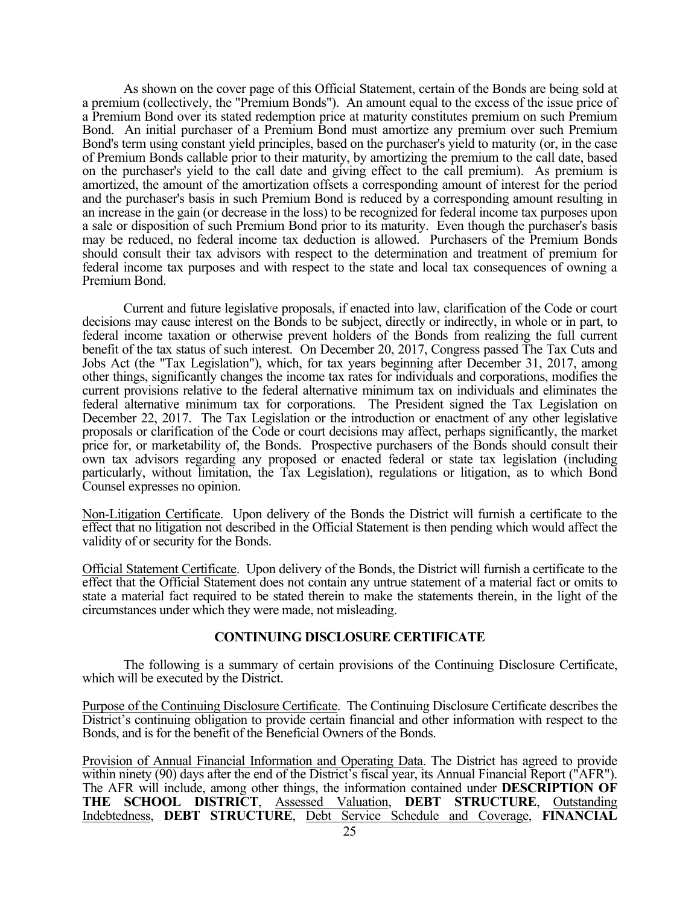As shown on the cover page of this Official Statement, certain of the Bonds are being sold at a premium (collectively, the "Premium Bonds"). An amount equal to the excess of the issue price of a Premium Bond over its stated redemption price at maturity constitutes premium on such Premium Bond. An initial purchaser of a Premium Bond must amortize any premium over such Premium Bond's term using constant yield principles, based on the purchaser's yield to maturity (or, in the case of Premium Bonds callable prior to their maturity, by amortizing the premium to the call date, based on the purchaser's yield to the call date and giving effect to the call premium). As premium is amortized, the amount of the amortization offsets a corresponding amount of interest for the period and the purchaser's basis in such Premium Bond is reduced by a corresponding amount resulting in an increase in the gain (or decrease in the loss) to be recognized for federal income tax purposes upon a sale or disposition of such Premium Bond prior to its maturity. Even though the purchaser's basis may be reduced, no federal income tax deduction is allowed. Purchasers of the Premium Bonds should consult their tax advisors with respect to the determination and treatment of premium for federal income tax purposes and with respect to the state and local tax consequences of owning a Premium Bond.

Current and future legislative proposals, if enacted into law, clarification of the Code or court decisions may cause interest on the Bonds to be subject, directly or indirectly, in whole or in part, to federal income taxation or otherwise prevent holders of the Bonds from realizing the full current benefit of the tax status of such interest. On December 20, 2017, Congress passed The Tax Cuts and Jobs Act (the "Tax Legislation"), which, for tax years beginning after December 31, 2017, among other things, significantly changes the income tax rates for individuals and corporations, modifies the current provisions relative to the federal alternative minimum tax on individuals and eliminates the federal alternative minimum tax for corporations. The President signed the Tax Legislation on December 22, 2017. The Tax Legislation or the introduction or enactment of any other legislative proposals or clarification of the Code or court decisions may affect, perhaps significantly, the market price for, or marketability of, the Bonds. Prospective purchasers of the Bonds should consult their own tax advisors regarding any proposed or enacted federal or state tax legislation (including particularly, without limitation, the Tax Legislation), regulations or litigation, as to which Bond Counsel expresses no opinion.

Non-Litigation Certificate. Upon delivery of the Bonds the District will furnish a certificate to the effect that no litigation not described in the Official Statement is then pending which would affect the validity of or security for the Bonds.

Official Statement Certificate. Upon delivery of the Bonds, the District will furnish a certificate to the effect that the Official Statement does not contain any untrue statement of a material fact or omits to state a material fact required to be stated therein to make the statements therein, in the light of the circumstances under which they were made, not misleading.

## CONTINUING DISCLOSURE CERTIFICATE

The following is a summary of certain provisions of the Continuing Disclosure Certificate, which will be executed by the District.

Purpose of the Continuing Disclosure Certificate. The Continuing Disclosure Certificate describes the District's continuing obligation to provide certain financial and other information with respect to the Bonds, and is for the benefit of the Beneficial Owners of the Bonds.

Provision of Annual Financial Information and Operating Data. The District has agreed to provide within ninety (90) days after the end of the District's fiscal year, its Annual Financial Report ("AFR"). The AFR will include, among other things, the information contained under **DESCRIPTION OF THE SCHOOL DISTRICT**, Assessed Valuation, **DEBT STRUCTURE**, Outstanding Indebtedness, **DEBT STRUCTURE**, Debt Service Schedule and Coverage, **FINANCIAL**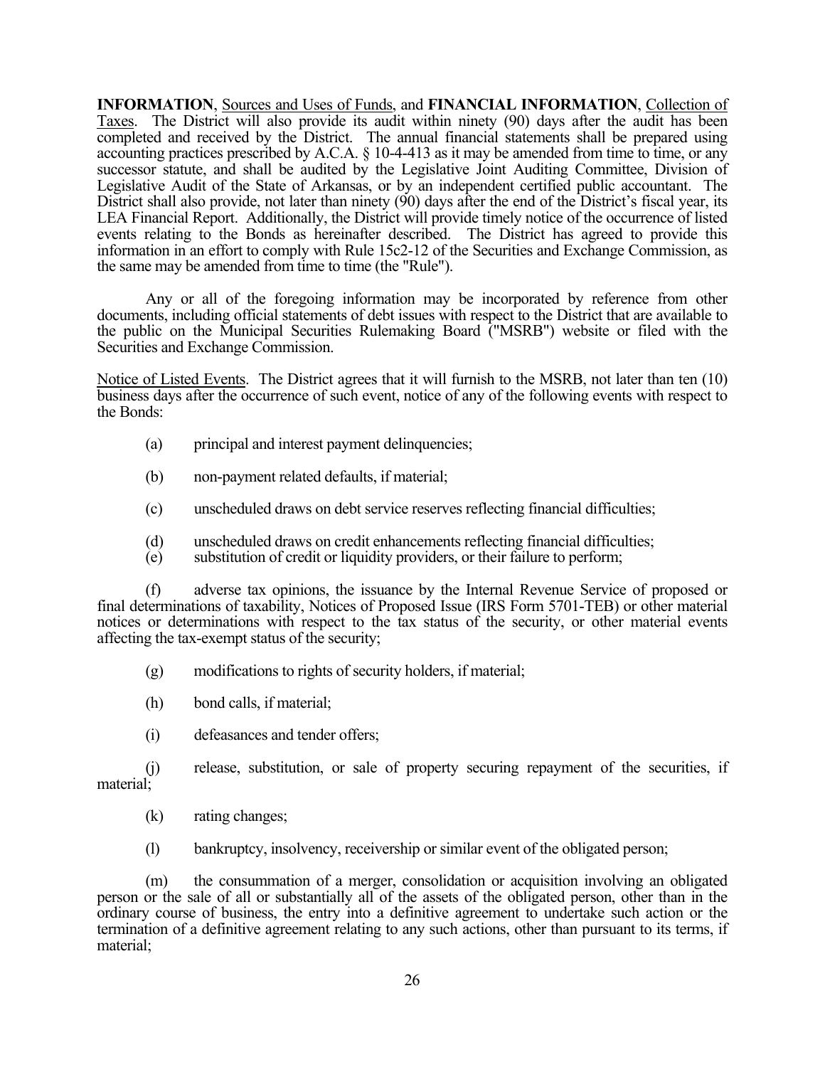**INFORMATION**, Sources and Uses of Funds, and **FINANCIAL INFORMATION**, Collection of Taxes. The District will also provide its audit within ninety (90) days after the audit has been completed and received by the District. The annual financial statements shall be prepared using accounting practices prescribed by A.C.A. § 10-4-413 as it may be amended from time to time, or any successor statute, and shall be audited by the Legislative Joint Auditing Committee, Division of Legislative Audit of the State of Arkansas, or by an independent certified public accountant. The District shall also provide, not later than ninety (90) days after the end of the District's fiscal year, its LEA Financial Report. Additionally, the District will provide timely notice of the occurrence of listed events relating to the Bonds as hereinafter described. The District has agreed to provide this information in an effort to comply with Rule 15c2-12 of the Securities and Exchange Commission, as the same may be amended from time to time (the "Rule").

Any or all of the foregoing information may be incorporated by reference from other documents, including official statements of debt issues with respect to the District that are available to the public on the Municipal Securities Rulemaking Board ("MSRB") website or filed with the Securities and Exchange Commission.

Notice of Listed Events. The District agrees that it will furnish to the MSRB, not later than ten (10) business days after the occurrence of such event, notice of any of the following events with respect to the Bonds:

(a) principal and interest payment delinquencies;

(b) non-payment related defaults, if material;

(c) unscheduled draws on debt service reserves reflecting financial difficulties;

(d) unscheduled draws on credit enhancements reflecting financial difficulties;

(e) substitution of credit or liquidity providers, or their failure to perform;

(f) adverse tax opinions, the issuance by the Internal Revenue Service of proposed or final determinations of taxability, Notices of Proposed Issue (IRS Form 5701-TEB) or other material notices or determinations with respect to the tax status of the security, or other material events affecting the tax-exempt status of the security;

(g) modifications to rights of security holders, if material;

(h) bond calls, if material;

(i) defeasances and tender offers;

(j) release, substitution, or sale of property securing repayment of the securities, if material;

(k) rating changes;

(l) bankruptcy, insolvency, receivership or similar event of the obligated person;

(m) the consummation of a merger, consolidation or acquisition involving an obligated person or the sale of all or substantially all of the assets of the obligated person, other than in the ordinary course of business, the entry into a definitive agreement to undertake such action or the termination of a definitive agreement relating to any such actions, other than pursuant to its terms, if material;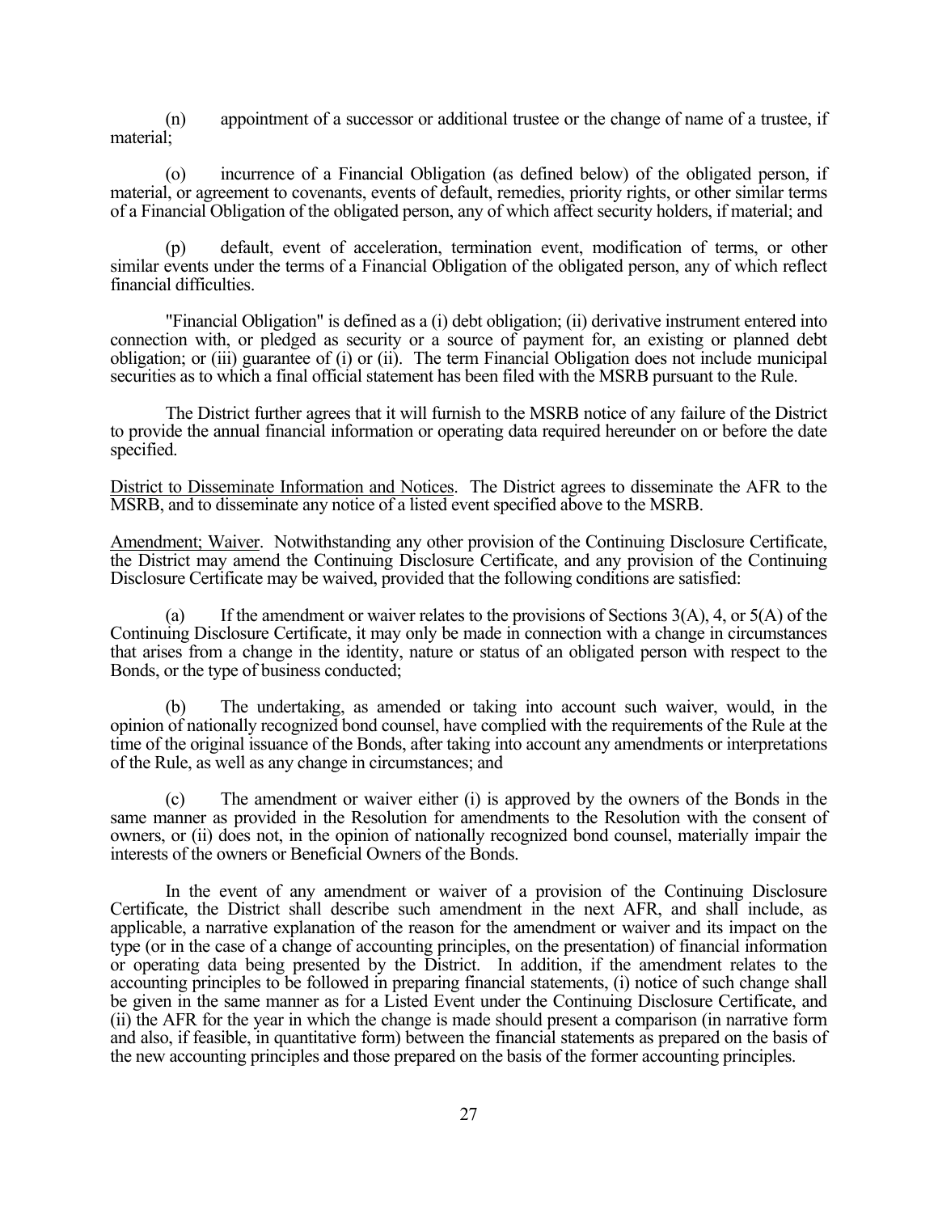(n) appointment of a successor or additional trustee or the change of name of a trustee, if material;

(o) incurrence of a Financial Obligation (as defined below) of the obligated person, if material, or agreement to covenants, events of default, remedies, priority rights, or other similar terms of a Financial Obligation of the obligated person, any of which affect security holders, if material; and

(p) default, event of acceleration, termination event, modification of terms, or other similar events under the terms of a Financial Obligation of the obligated person, any of which reflect financial difficulties.

"Financial Obligation" is defined as a (i) debt obligation; (ii) derivative instrument entered into connection with, or pledged as security or a source of payment for, an existing or planned debt obligation; or (iii) guarantee of (i) or (ii). The term Financial Obligation does not include municipal securities as to which a final official statement has been filed with the MSRB pursuant to the Rule.

The District further agrees that it will furnish to the MSRB notice of any failure of the District to provide the annual financial information or operating data required hereunder on or before the date specified.

District to Disseminate Information and Notices. The District agrees to disseminate the AFR to the MSRB, and to disseminate any notice of a listed event specified above to the MSRB.

Amendment; Waiver. Notwithstanding any other provision of the Continuing Disclosure Certificate, the District may amend the Continuing Disclosure Certificate, and any provision of the Continuing Disclosure Certificate may be waived, provided that the following conditions are satisfied:

(a) If the amendment or waiver relates to the provisions of Sections 3(A), 4, or 5(A) of the Continuing Disclosure Certificate, it may only be made in connection with a change in circumstances that arises from a change in the identity, nature or status of an obligated person with respect to the Bonds, or the type of business conducted;

(b) The undertaking, as amended or taking into account such waiver, would, in the opinion of nationally recognized bond counsel, have complied with the requirements of the Rule at the time of the original issuance of the Bonds, after taking into account any amendments or interpretations of the Rule, as well as any change in circumstances; and

(c) The amendment or waiver either (i) is approved by the owners of the Bonds in the same manner as provided in the Resolution for amendments to the Resolution with the consent of owners, or (ii) does not, in the opinion of nationally recognized bond counsel, materially impair the interests of the owners or Beneficial Owners of the Bonds.

In the event of any amendment or waiver of a provision of the Continuing Disclosure Certificate, the District shall describe such amendment in the next AFR, and shall include, as applicable, a narrative explanation of the reason for the amendment or waiver and its impact on the type (or in the case of a change of accounting principles, on the presentation) of financial information or operating data being presented by the District. In addition, if the amendment relates to the accounting principles to be followed in preparing financial statements, (i) notice of such change shall be given in the same manner as for a Listed Event under the Continuing Disclosure Certificate, and (ii) the AFR for the year in which the change is made should present a comparison (in narrative form and also, if feasible, in quantitative form) between the financial statements as prepared on the basis of the new accounting principles and those prepared on the basis of the former accounting principles.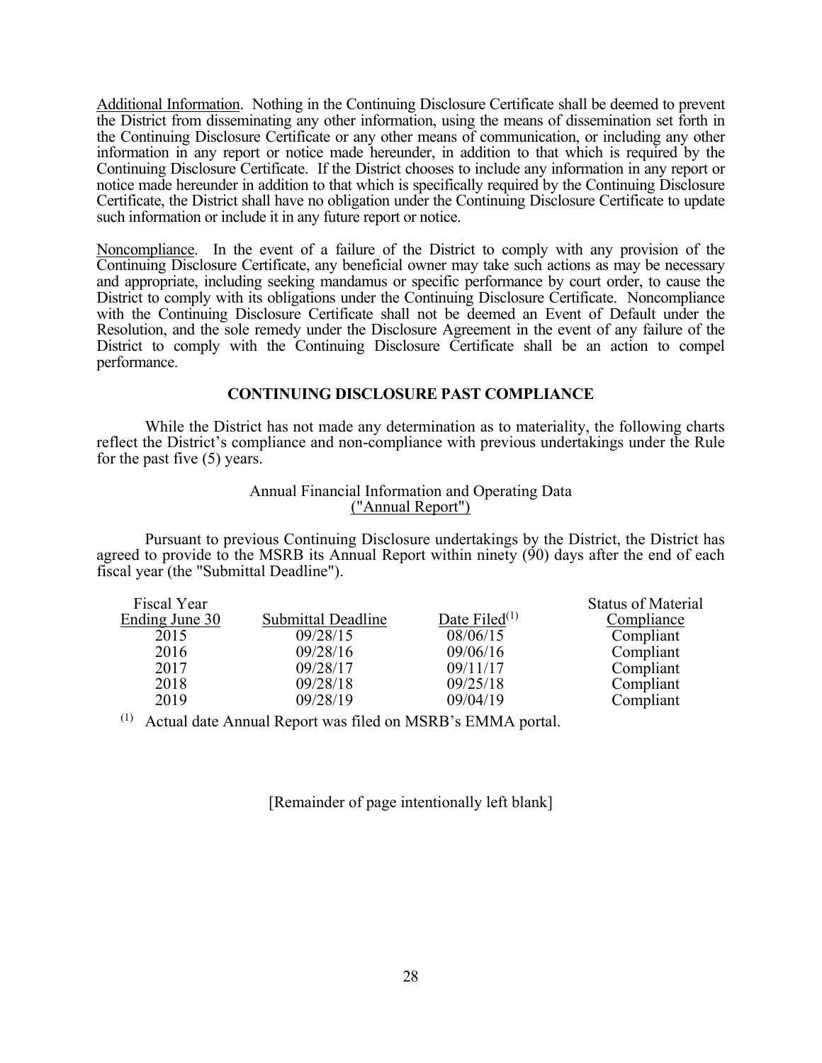Additional Information. Nothing in the Continuing Disclosure Certificate shall be deemed to prevent the District from disseminating any other information, using the means of dissemination set forth in the Continuing Disclosure Certificate or any other means of communication, or including any other information in any report or notice made hereunder, in addition to that which is required by the Continuing Disclosure Certificate. If the District chooses to include any information in any report or notice made hereunder in addition to that which is specifically required by the Continuing Disclosure Certificate, the District shall have no obligation under the Continuing Disclosure Certificate to update such information or include it in any future report or notice.

Noncompliance. In the event of a failure of the District to comply with any provision of the Continuing Disclosure Certificate, any beneficial owner may take such actions as may be necessary and appropriate, including seeking mandamus or specific performance by court order, to cause the District to comply with its obligations under the Continuing Disclosure Certificate. Noncompliance with the Continuing Disclosure Certificate shall not be deemed an Event of Default under the Resolution, and the sole remedy under the Disclosure Agreement in the event of any failure of the District to comply with the Continuing Disclosure Certificate shall be an action to compel performance.

## CONTINUING DISCLOSURE PAST COMPLIANCE

While the District has not made any determination as to materiality, the following charts reflect the District's compliance and non-compliance with previous undertakings under the Rule for the past five (5) years.

Annual Financial Information and Operating Data
("Annual Report")

Pursuant to previous Continuing Disclosure undertakings by the District, the District has agreed to provide to the MSRB its Annual Report within ninety (90) days after the end of each fiscal year (the "Submittal Deadline").

| Fiscal Year Ending June 30 | Submittal Deadline | Date Filed[1] | Status of Material Compliance |
|---|---|---|---|
| 2015 | 09/28/15 | 08/06/15 | Compliant |
| 2016 | 09/28/16 | 09/06/16 | Compliant |
| 2017 | 09/28/17 | 09/11/17 | Compliant |
| 2018 | 09/28/18 | 09/25/18 | Compliant |
| 2019 | 09/28/19 | 09/04/19 | Compliant |

[1] Actual date Annual Report was filed on MSRB's EMMA portal.

[Remainder of page intentionally left blank]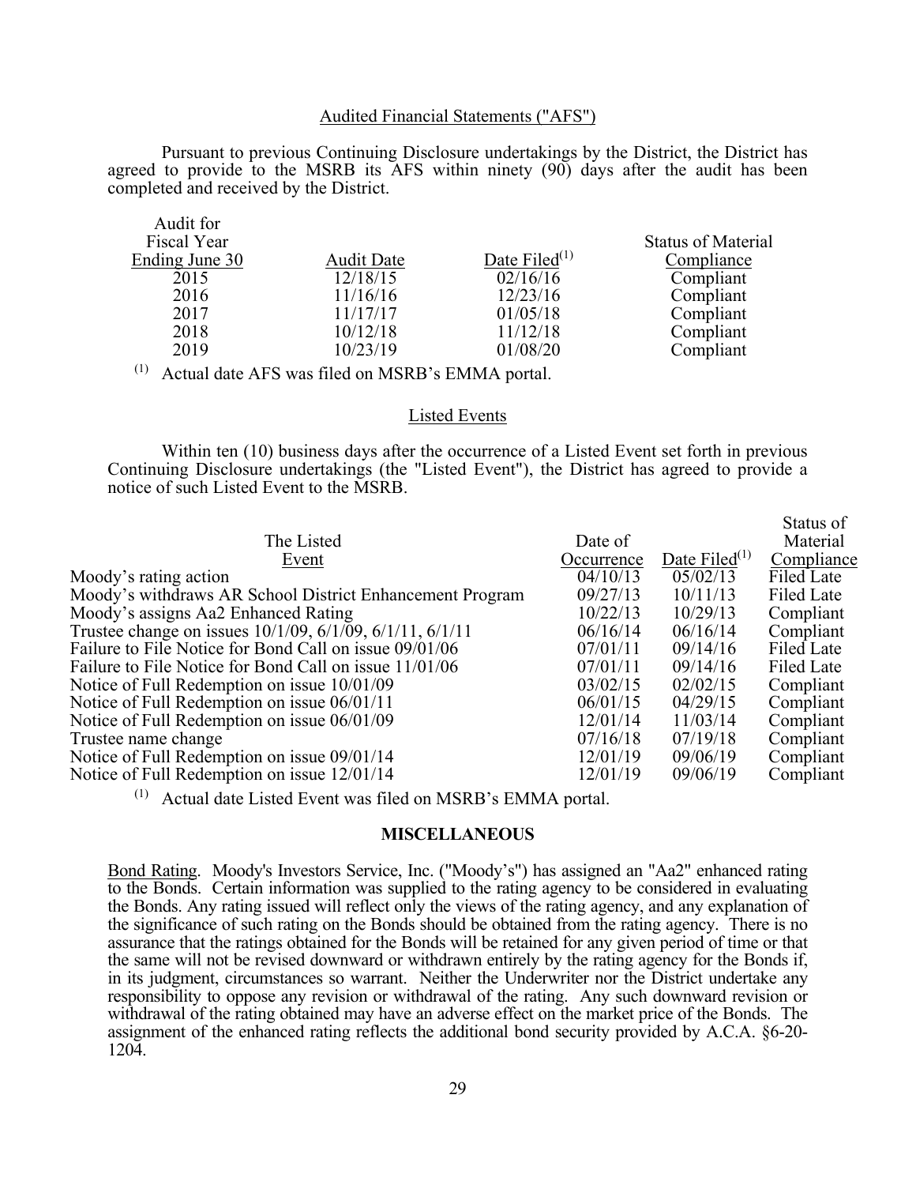### Audited Financial Statements ("AFS")

Pursuant to previous Continuing Disclosure undertakings by the District, the District has agreed to provide to the MSRB its AFS within ninety (90) days after the audit has been completed and received by the District.

| Audit for Fiscal Year Ending June 30 | Audit Date | Date Filed[(1)] | Status of Material Compliance |
|---|---|---|---|
| 2015 | 12/18/15 | 02/16/16 | Compliant |
| 2016 | 11/16/16 | 12/23/16 | Compliant |
| 2017 | 11/17/17 | 01/05/18 | Compliant |
| 2018 | 10/12/18 | 11/12/18 | Compliant |
| 2019 | 10/23/19 | 01/08/20 | Compliant |

(1) Actual date AFS was filed on MSRB's EMMA portal.

### Listed Events

Within ten (10) business days after the occurrence of a Listed Event set forth in previous Continuing Disclosure undertakings (the "Listed Event"), the District has agreed to provide a notice of such Listed Event to the MSRB.

| The Listed Event | Date of Occurrence | Date Filed[(1)] | Status of Material Compliance |
|---|---|---|---|
| Moody's rating action | 04/10/13 | 05/02/13 | Filed Late |
| Moody's withdraws AR School District Enhancement Program | 09/27/13 | 10/11/13 | Filed Late |
| Moody's assigns Aa2 Enhanced Rating | 10/22/13 | 10/29/13 | Compliant |
| Trustee change on issues 10/1/09, 6/1/09, 6/1/11, 6/1/11 | 06/16/14 | 06/16/14 | Compliant |
| Failure to File Notice for Bond Call on issue 09/01/06 | 07/01/11 | 09/14/16 | Filed Late |
| Failure to File Notice for Bond Call on issue 11/01/06 | 07/01/11 | 09/14/16 | Filed Late |
| Notice of Full Redemption on issue 10/01/09 | 03/02/15 | 02/02/15 | Compliant |
| Notice of Full Redemption on issue 06/01/11 | 06/01/15 | 04/29/15 | Compliant |
| Notice of Full Redemption on issue 06/01/09 | 12/01/14 | 11/03/14 | Compliant |
| Trustee name change | 07/16/18 | 07/19/18 | Compliant |
| Notice of Full Redemption on issue 09/01/14 | 12/01/19 | 09/06/19 | Compliant |
| Notice of Full Redemption on issue 12/01/14 | 12/01/19 | 09/06/19 | Compliant |

(1) Actual date Listed Event was filed on MSRB's EMMA portal.

## MISCELLANEOUS

Bond Rating. Moody's Investors Service, Inc. ("Moody's") has assigned an "Aa2" enhanced rating to the Bonds. Certain information was supplied to the rating agency to be considered in evaluating the Bonds. Any rating issued will reflect only the views of the rating agency, and any explanation of the significance of such rating on the Bonds should be obtained from the rating agency. There is no assurance that the ratings obtained for the Bonds will be retained for any given period of time or that the same will not be revised downward or withdrawn entirely by the rating agency for the Bonds if, in its judgment, circumstances so warrant. Neither the Underwriter nor the District undertake any responsibility to oppose any revision or withdrawal of the rating. Any such downward revision or withdrawal of the rating obtained may have an adverse effect on the market price of the Bonds. The assignment of the enhanced rating reflects the additional bond security provided by A.C.A. §6-20-1204.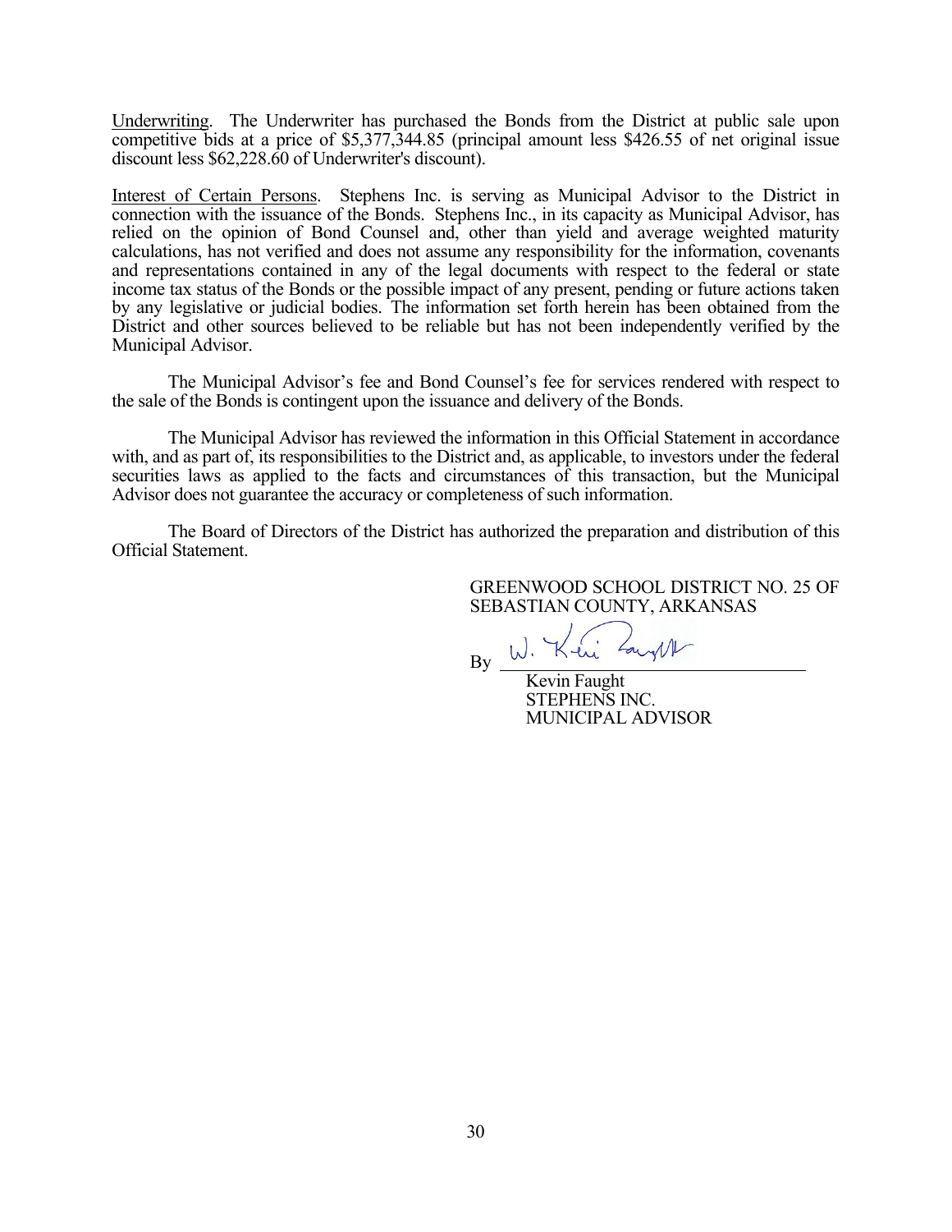Underwriting. The Underwriter has purchased the Bonds from the District at public sale upon competitive bids at a price of $5,377,344.85 (principal amount less $426.55 of net original issue discount less $62,228.60 of Underwriter's discount).

Interest of Certain Persons. Stephens Inc. is serving as Municipal Advisor to the District in connection with the issuance of the Bonds. Stephens Inc., in its capacity as Municipal Advisor, has relied on the opinion of Bond Counsel and, other than yield and average weighted maturity calculations, has not verified and does not assume any responsibility for the information, covenants and representations contained in any of the legal documents with respect to the federal or state income tax status of the Bonds or the possible impact of any present, pending or future actions taken by any legislative or judicial bodies. The information set forth herein has been obtained from the District and other sources believed to be reliable but has not been independently verified by the Municipal Advisor.

The Municipal Advisor's fee and Bond Counsel's fee for services rendered with respect to the sale of the Bonds is contingent upon the issuance and delivery of the Bonds.

The Municipal Advisor has reviewed the information in this Official Statement in accordance with, and as part of, its responsibilities to the District and, as applicable, to investors under the federal securities laws as applied to the facts and circumstances of this transaction, but the Municipal Advisor does not guarantee the accuracy or completeness of such information.

The Board of Directors of the District has authorized the preparation and distribution of this Official Statement.

GREENWOOD SCHOOL DISTRICT NO. 25 OF SEBASTIAN COUNTY, ARKANSAS

By W. Kevin Faught

Kevin Faught
STEPHENS INC.
MUNICIPAL ADVISOR